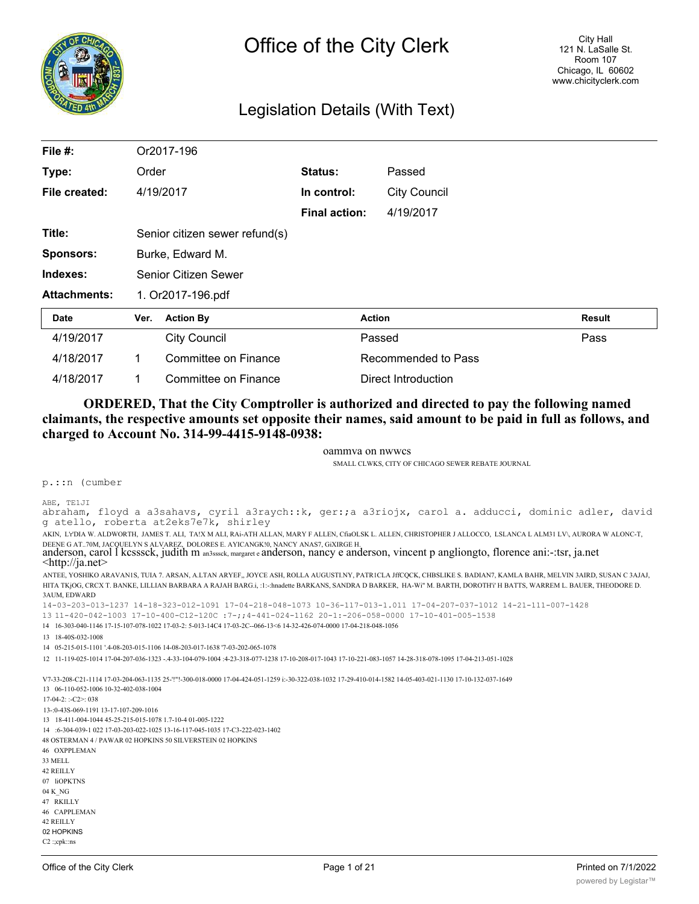# Office of the City Clerk

City Hall
121 N. LaSalle St.
Room 107
Chicago, IL 60602
www.chicityclerk.com

## Legislation Details (With Text)

| | | | |
|---|---|---|---|
| **File #:** | Or2017-196 | | |
| **Type:** | Order | **Status:** | Passed |
| **File created:** | 4/19/2017 | **In control:** | City Council |
| | | **Final action:** | 4/19/2017 |
| **Title:** | Senior citizen sewer refund(s) | | |
| **Sponsors:** | Burke, Edward M. | | |
| **Indexes:** | Senior Citizen Sewer | | |
| **Attachments:** | 1. Or2017-196.pdf | | |

| Date | Ver. | Action By | Action | Result |
|---|---|---|---|---|
| 4/19/2017 | | City Council | Passed | Pass |
| 4/18/2017 | 1 | Committee on Finance | Recommended to Pass | |
| 4/18/2017 | 1 | Committee on Finance | Direct Introduction | |

**ORDERED, That the City Comptroller is authorized and directed to pay the following named claimants, the respective amounts set opposite their names, said amount to be paid in full as follows, and charged to Account No. 314-99-4415-9148-0938:**

oammva on nwwcs

SMALL CLWKS, CITY OF CHICAGO SEWER REBATE JOURNAL

p.::n (cumber

ABE, TE1JI
abraham, floyd a a3sahavs, cyril a3raych::k, ger:;a a3riojx, carol a. adducci, dominic adler, david g atello, roberta at2eks7e7k, shirley
AKIN, L'r'DIA W. ALDWORTH, JAMES T. ALI, TA!X M ALI, RAi-ATH ALLAN, MARY F ALLEN, CfiaOLSK L. ALLEN, CHRISTOPHER J ALLOCCO, LSLANCA L ALM31 LV\, AURORA W ALONC-T, DEENE G AT..70M, JACQUELYN S ALVAREZ, DOLORES E. AYICANGK!0, NANCY ANAS7, GiXIRGE H.
anderson, carol l kcsssck, judith m an3sssck, margaret e anderson, nancy e anderson, vincent p angliongto, florence ani:-:tsr, ja.net <http://ja.net>
ANTEE, YOSHIKO ARAVAN1S, TUIA 7. ARSAN, A.LTAN ARYEF,, JOYCE ASH, ROLLA AUGUSTI.NY, PATR1CLA JffCQCK, CHBSLIKE S. BADIAN7, KAMLA BAHR, MELVIN 3AIRD, SUSAN C 3AJAJ, HITA TKjOG, CRCX T. BANKE, LILLIAN BARBARA A RAJAH BARG.i, :1:-:hnadette BARKANS, SANDRA D BARKER, HA-Wi" M. BARTH, DOROTH'i' H BATTS, WARREM L. BAUER, THEODORE D. 3AUM, EDWARD

14-03-203-013-1237 14-18-323-012-1091 17-04-218-048-1073 10-36-117-013-1.011 17-04-207-037-1012 14-21-111-007-1428
13 11-420-042-1003 17-10-400-C12-120C :7-;;4-441-024-1162 20-1:-206-058-0000 17-10-401-005-1538
14 16-303-040-1146 17-15-107-078-1022 17-03-2: 5-013-14C4 17-03-2C--066-13<6 14-32-426-074-0000 17-04-218-048-1056
13 18-40S-032-1008
14 05-215-015-1101 '.4-08-203-015-1106 14-08-203-017-1638 '7-03-202-065-1078
12 11-119-025-1014 17-04-207-036-1323 -.4-33-104-079-1004 :4-23-318-077-1238 17-10-208-017-1043 17-10-221-083-1057 14-28-318-078-1095 17-04-213-051-1028

V7-33-208-C21-1114 17-03-204-063-1135 25-'!"!-300-018-0000 17-04-424-051-1259 i:-30-322-038-1032 17-29-410-014-1582 14-05-403-021-1130 17-10-132-037-1649
13 06-110-052-1006 10-32-402-038-1004
17-04-2: :-C2>: 038
13-:0-43S-069-1191 13-17-107-209-1016
13 18-411-004-1044 45-25-215-015-1078 1.7-10-4 01-005-1222
14 :6-304-039-1 022 17-03-203-022-1025 13-16-117-045-1035 17-C3-222-023-1402
48 OSTERMAN 4 / PAWAR 02 HOPKINS 50 SILVERSTEIN 02 HOPKINS
46 OXPPLEMAN
33 MELL
42 REILLY
07 liOPKTNS
04 K_NG
47 RKILLY
46 CAPPLEMAN
42 REILLY
02 HOPKINS
C2 ::;cpk::ns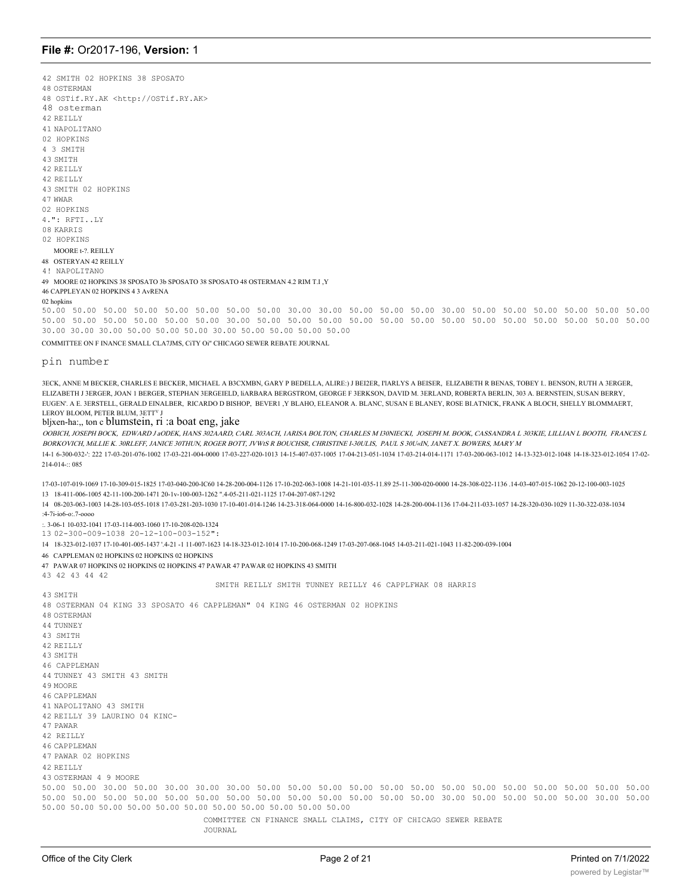42 SMITH 02 HOPKINS 38 SPOSATO
48 OSTERMAN
48 OSTif.RY.AK <http://OSTif.RY.AK>
48 osterman
42 REILLY
41 NAPOLITANO
02 HOPKINS
4 3 SMITH
43 SMITH
42 REILLY
42 REILLY
43 SMITH 02 HOPKINS
47 WWAR
02 HOPKINS
4.": RFTI..LY
08 KARRIS
02 HOPKINS
MOORE t-?. REILLY
48 OSTERYAN 42 REILLY
4! NAPOLITANO
49 MOORE 02 HOPKINS 38 SPOSATO 3b SPOSATO 38 SPOSATO 48 OSTERMAN 4.2 RIM T.I ,Y
46 CAPPLEYAN 02 HOPKINS 4 3 AvRENA
02 hopkins

50.00 50.00 50.00 50.00 50.00 50.00 50.00 50.00 30.00 30.00 50.00 50.00 50.00 30.00 50.00 50.00 50.00 50.00 50.00 50.00 50.00 50.00 50.00 50.00 50.00 50.00 30.00 50.00 50.00 50.00 50.00 50.00 50.00 50.00 50.00 50.00 50.00 50.00 50.00 50.00 30.00 30.00 30.00 50.00 50.00 50.00 30.00 50.00 50.00 50.00 50.00

COMMITTEE ON F INANCE SMALL CLA7JMS, CiTY Oi" CHICAGO SEWER REBATE JOURNAL

pin number

3ECK, ANNE M BECKER, CHARLES E BECKER, MICHAEL A B3CXMBN, GARY P BEDELLA, ALIRE:) J BEI2ER, I'lARLYS A BEISER, ELIZABETH R BENAS, TOBEY I.. BENSON, RUTH A 3ERGER, ELIZABETH J 3ERGER, JOAN 1 BERGER, STEPHAN 3ERGEIELD, liARBARA BERGSTROM, GEORGE F 3ERKSON, DAVID M. 3ERLAND, ROBERTA BERLIN, 303 A. BERNSTEIN, SUSAN BERRY, EUGEN'. A E. 3ERSTELL, GERALD EINALBER, RICARDO D BISHOP, BEVER1 ,Y BLAHO, ELEANOR A. BLANC, SUSAN E BLANEY, ROSE BLATNICK, FRANK A BLOCH, SHELLY BLOMMAERT, LEROY BLOOM, PETER BLUM, 3ETT[v] J

bljxen-ha:,, ton c blumstein, ri :a boat eng, jake

*OOBICH, JOSEPH BOCK, EDWARD J aODEK, HANS 302AARD, CARL 303ACH, 1ARISA BOLTON, CHARLES M I30NIECKI, JOSEPH M. BOOK, CASSANDRA L 303KIE, LILLIAN L BOOTH, FRANCES L BORKOVICH, MiLLIE K. 30RLEFF, JANICE 30THUN, ROGER BOTT, JVWtS R BOUCHSR, CHRISTINE I-30ULIS, PAUL S 30U«IN, JANET X. BOWERS, MARY M*

14-1 6-300-032-': 222 17-03-201-076-1002 17-03-221-004-0000 17-03-227-020-1013 14-15-407-037-1005 17-04-213-051-1034 17-03-214-014-1171 17-03-200-063-1012 14-13-323-012-1048 14-18-323-012-1054 17-02-214-014-:: 085

17-03-107-019-1069 17-10-309-015-1825 17-03-040-200-IC60 14-28-200-004-1126 17-10-202-063-1008 14-21-101-035-11.89 25-11-300-020-0000 14-28-308-022-1136 .14-03-407-015-1062 20-12-100-003-1025
13 18-411-006-1005 42-11-100-200-1471 20-1v-100-003-1262 ".4-05-211-021-1125 17-04-207-087-1292
14 08-203-063-1003 14-28-103-055-1018 17-03-281-203-1030 17-10-401-014-1246 14-23-318-064-0000 14-16-800-032-1028 14-28-200-004-1136 17-04-211-033-1057 14-28-320-030-1029 11-30-322-038-1034 :4-7i-io6-o:.7-oooo
:. 3-06-1 10-032-1041 17-03-114-003-1060 17-10-208-020-1324
13 02-300-009-1038 20-12-100-003-152":
14 18-323-012-1037 17-10-401-005-1437 '.4-21 -1 11-007-1623 14-18-323-012-1014 17-10-200-068-1249 17-03-207-068-1045 14-03-211-021-1043 11-82-200-039-1004

46 CAPPLEMAN 02 HOPKINS 02 HOPKINS 02 HOPKINS
47 PAWAR 07 HOPKINS 02 HOPKINS 47 PAWAR 47 PAWAR 02 HOPKINS 43 SMITH
43 42 43 44 42
SMITH REILLY SMITH TUNNEY REILLY 46 CAPPLFWAK 08 HARRIS
43 SMITH
48 OSTERMAN 04 KING 33 SPOSATO 46 CAPPLEMAN" 04 KING 46 OSTERMAN 02 HOPKINS
48 OSTERMAN
44 TUNNEY
43 SMITH
42 REILLY
43 SMITH
46 CAPPLEMAN
44 TUNNEY 43 SMITH 43 SMITH
49 MOORE
46 CAPPLEMAN
41 NAPOLITANO 43 SMITH
42 REILLY 39 LAURINO 04 KINC-
47 PAWAR
42 REILLY
46 CAPPLEMAN
47 PAWAR 02 HOPKINS
42 REILLY
43 OSTERMAN 4 9 MOORE

50.00 50.00 30.00 50.00 30.00 30.00 30.00 50.00 50.00 50.00 50.00 50.00 50.00 50.00 50.00 50.00 50.00 50.00 50.00 50.00 50.00 50.00 50.00 50.00 50.00 50.00 50.00 50.00 50.00 50.00 50.00 50.00 50.00 30.00 50.00 50.00 50.00 50.00 30.00 50.00 50.00 50.00 50.00 50.00 50.00 50.00 50.00 50.00 50.00 50.00 50.00

COMMITTEE CN FINANCE SMALL CLAIMS, CITY OF CHICAGO SEWER REBATE JOURNAL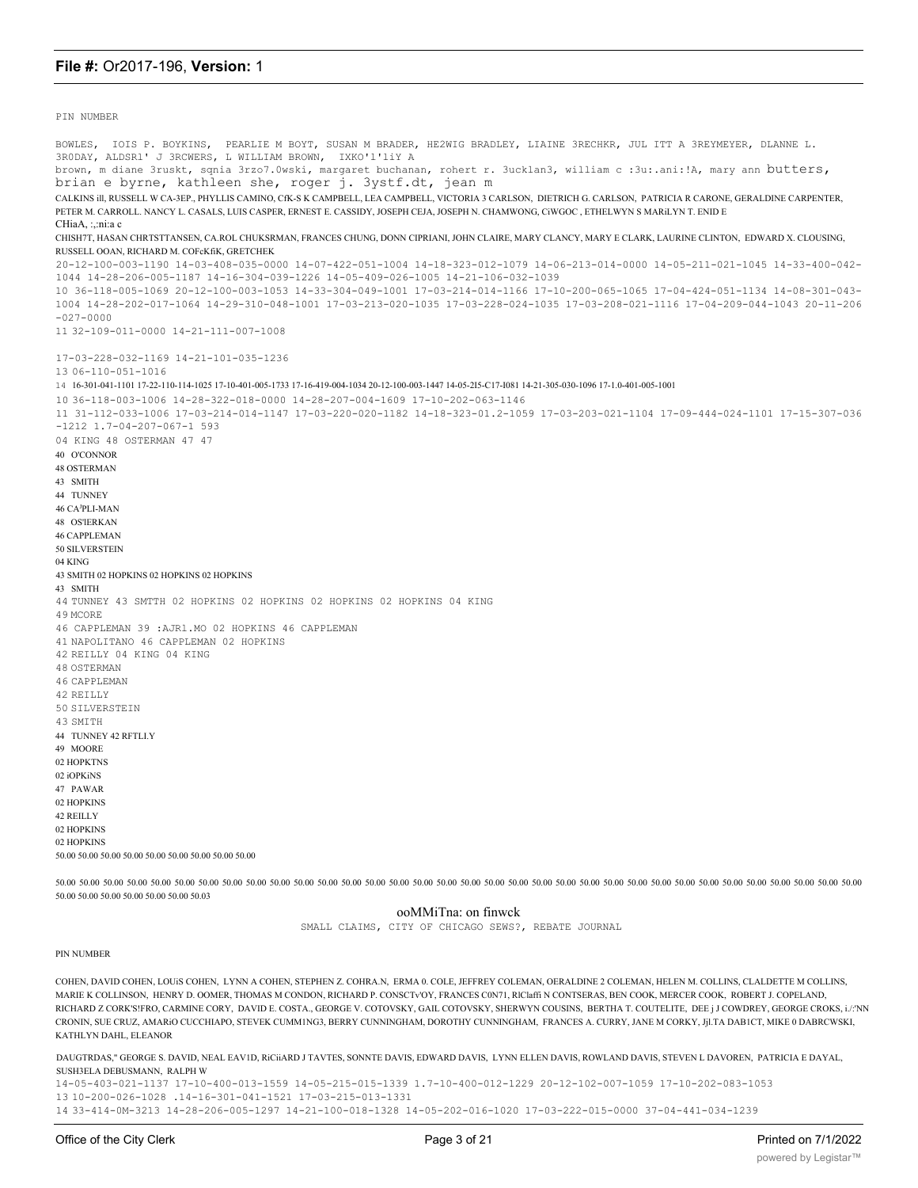PIN NUMBER

BOWLES, IOIS P. BOYKINS, PEARLIE M BOYT, SUSAN M BRADER, HE2WIG BRADLEY, LIAINE 3RECHKR, JUL ITT A 3REYMEYER, DLANNE L. 3R0DAY, ALDSR1' J 3RCWERS, L WILLIAM BROWN, IXKO'1'1iY A brown, m diane 3ruskt, sqnia 3rzo7.0wski, margaret buchanan, rohert r. 3ucklan3, william c :3u:.ani:!A, mary ann butters, brian e byrne, kathleen she, roger j. 3ystf.dt, jean m

CALKINS ill, RUSSELL W CA-3EP., PHYLLIS CAMINO, CfK-S K CAMPBELL, LEA CAMPBELL, VICTORIA 3 CARLSON, DIETRICH G. CARLSON, PATRICIA R CARONE, GERALDINE CARPENTER, PETER M. CARROLL. NANCY L. CASALS, LUIS CASPER, ERNEST E. CASSIDY, JOSEPH CEJA, JOSEPH N. CHAMWONG, CiWGOC , ETHELWYN S MARiLYN T. ENID E CHiaA, :,:ni:a c

CHISH7T, HASAN CHRTSTTANSEN, CA.ROL CHUKSRMAN, FRANCES CHUNG, DONN CIPRIANI, JOHN CLAIRE, MARY CLANCY, MARY E CLARK, LAURINE CLINTON, EDWARD X. CLOUSING, RUSSELL OOAN, RICHARD M. COFeKfiK, GRETCHEK

20-12-100-003-1190 14-03-408-035-0000 14-07-422-051-1004 14-18-323-012-1079 14-06-213-014-0000 14-05-211-021-1045 14-33-400-042-1044 14-28-206-005-1187 14-16-304-039-1226 14-05-409-026-1005 14-21-106-032-1039

10 36-118-005-1069 20-12-100-003-1053 14-33-304-049-1001 17-03-214-014-1166 17-10-200-065-1065 17-04-424-051-1134 14-08-301-043-1004 14-28-202-017-1064 14-29-310-048-1001 17-03-213-020-1035 17-03-228-024-1035 17-03-208-021-1116 17-04-209-044-1043 20-11-206-027-0000

11 32-109-011-0000 14-21-111-007-1008

17-03-228-032-1169 14-21-101-035-1236

13 06-110-051-1016

14 16-301-041-1101 17-22-110-114-1025 17-10-401-005-1733 17-16-419-004-1034 20-12-100-003-1447 14-05-215-C17-I081 14-21-305-030-1096 17-1.0-401-005-1001

10 36-118-003-1006 14-28-322-018-0000 14-28-207-004-1609 17-10-202-063-1146

11 31-112-033-1006 17-03-214-014-1147 17-03-220-020-1182 14-18-323-01.2-1059 17-03-203-021-1104 17-09-444-024-1101 17-15-307-036-1212 1.7-04-207-067-1 593

04 KING 48 OSTERMAN 47 47

40 O'CONNOR

48 OSTERMAN

43 SMITH

44 TUNNEY

46 CA'PLI-MAN

48 OS'IERKAN

46 CAPPLEMAN

50 SILVERSTEIN

04 KING

43 SMITH 02 HOPKINS 02 HOPKINS 02 HOPKINS

43 SMITH

44 TUNNEY 43 SMTTH 02 HOPKINS 02 HOPKINS 02 HOPKINS 02 HOPKINS 04 KING

49 MCORE

46 CAPPLEMAN 39 :AJR1.MO 02 HOPKINS 46 CAPPLEMAN

41 NAPOLITANO 46 CAPPLEMAN 02 HOPKINS

42 REILLY 04 KING 04 KING

48 OSTERMAN

46 CAPPLEMAN

42 REILLY

50 SILVERSTEIN

43 SMITH

44 TUNNEY 42 RFTLI.Y

49 MOORE

02 HOPKTNS

02 iOPKiNS

47 PAWAR

02 HOPKINS

42 REILLY

02 HOPKINS

02 HOPKINS

50.00 50.00 50.00 50.00 50.00 50.00 50.00 50.00 50.00

50.00 50.00 50.00 50.00 50.00 50.00 50.00 50.00 50.00 50.00 50.00 50.00 50.00 50.00 50.00 50.00 50.00 50.00 50.00 50.00 50.00 50.00 50.00 50.00 50.00 50.00 50.00 50.00 50.00 50.00 50.00 50.00 50.00 50.00 50.00 50.00 50.00 50.00 50.00 50.00 50.03

ooMMiTna: on finwck

SMALL CLAIMS, CITY OF CHICAGO SEWS?, REBATE JOURNAL

PIN NUMBER

COHEN, DAVID COHEN, LOUiS COHEN, LYNN A COHEN, STEPHEN Z. COHRA.N, ERMA 0. COLE, JEFFREY COLEMAN, OERALDINE 2 COLEMAN, HELEN M. COLLINS, CLADLETTE M COLLINS, MARIE K COLLINSON, HENRY D. OOMER, THOMAS M CONDON, RICHARD P. CONSCTv'OY, FRANCES C0N71, RIClaffi N CONTSERAS, BEN COOK, MERCER COOK, ROBERT J. COPELAND, RICHARD Z CORK'S!FRO, CARMINE CORY, DAVID E. COSTA., GEORGE V. COTOVSKY, GAIL COTOVSKY, SHERWYN COUSINS, BERTHA T. COUTELITE, DEE j J COWDREY, GEORGE CROKS, i./:'NN CRONIN, SUE CRUZ, AMARiO CUCCHIAPO, STEVEK CUMM1NG3, BERRY CUNNINGHAM, DOROTHY CUNNINGHAM, FRANCES A. CURRY, JANE M CORKY, Jjl.TA DAB1CT, MIKE 0 DABRCWSKI, KATHLYN DAHL, ELEANOR

DAUGTRDAS," GEORGE S. DAVID, NEAL EAV1D, RiCiiARD J TAVTES, SONNTE DAVIS, EDWARD DAVIS, LYNN ELLEN DAVIS, ROWLAND DAVIS, STEVEN L DAVOREN, PATRICIA E DAYAL, SUSH3ELA DEBUSMANN, RALPH W

14-05-403-021-1137 17-10-400-013-1559 14-05-215-015-1339 1.7-10-400-012-1229 20-12-102-007-1059 17-10-202-083-1053

13 10-200-026-1028 .14-16-301-041-1521 17-03-215-013-1331

14 33-414-0M-3213 14-28-206-005-1297 14-21-100-018-1328 14-05-202-016-1020 17-03-222-015-0000 37-04-441-034-1239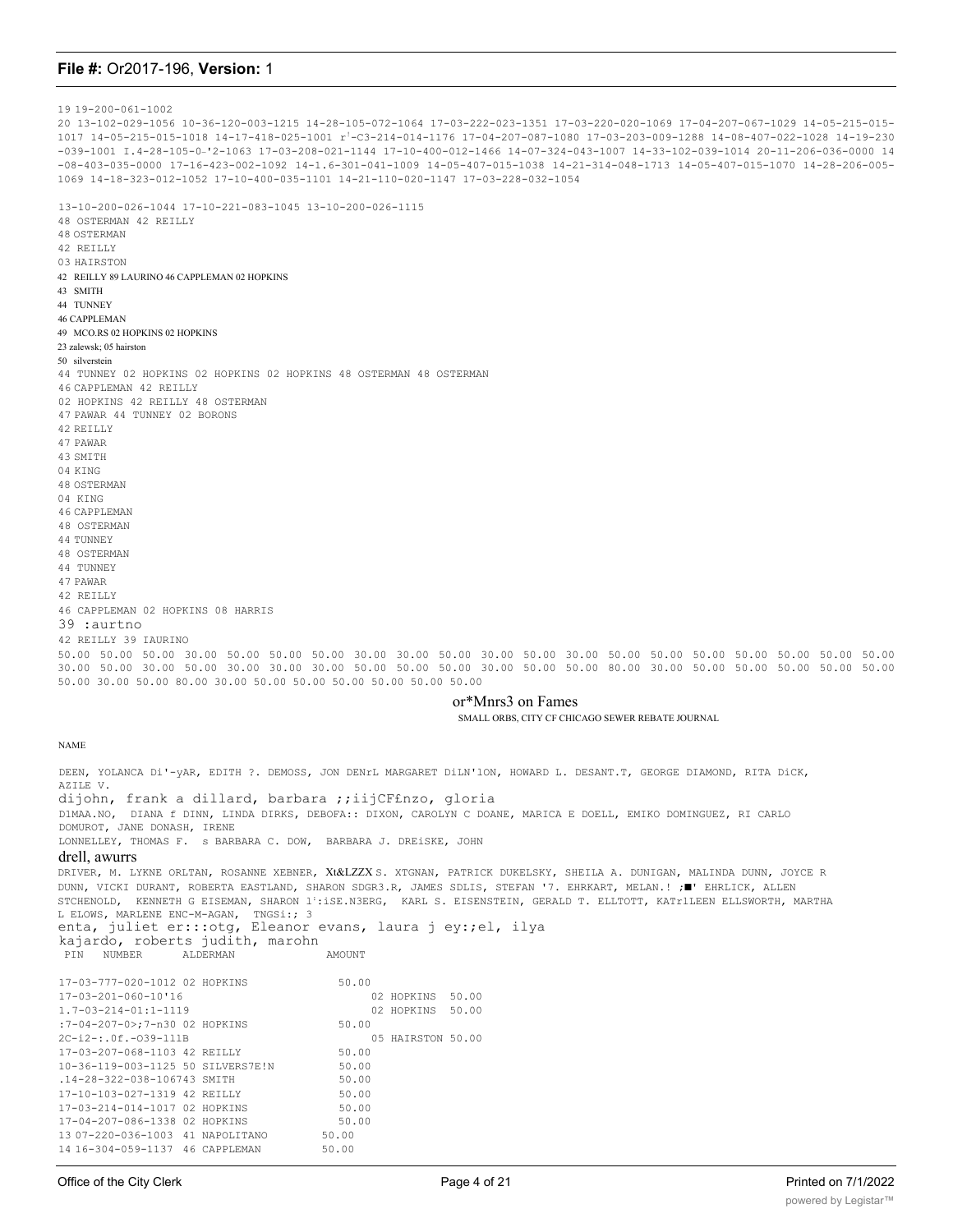19 19-200-061-1002

20 13-102-029-1056 10-36-120-003-1215 14-28-105-072-1064 17-03-222-023-1351 17-03-220-020-1069 17-04-207-067-1029 14-05-215-015-1017 14-05-215-015-1018 14-17-418-025-1001 r'-C3-214-014-1176 17-04-207-087-1080 17-03-203-009-1288 14-08-407-022-1028 14-19-230-039-1001 I.4-28-105-0-'2-1063 17-03-208-021-1144 17-10-400-012-1466 14-07-324-043-1007 14-33-102-039-1014 20-11-206-036-0000 14-08-403-035-0000 17-16-423-002-1092 14-1.6-301-041-1009 14-05-407-015-1038 14-21-314-048-1713 14-05-407-015-1070 14-28-206-005-1069 14-18-323-012-1052 17-10-400-035-1101 14-21-110-020-1147 17-03-228-032-1054

13-10-200-026-1044 17-10-221-083-1045 13-10-200-026-1115

48 OSTERMAN 42 REILLY
48 OSTERMAN
42 REILLY
03 HAIRSTON
42 REILLY 89 LAURINO 46 CAPPLEMAN 02 HOPKINS
43 SMITH
44 TUNNEY
46 CAPPLEMAN
49 MCO.RS 02 HOPKINS 02 HOPKINS
23 zalewsk; 05 hairston
50 silverstein
44 TUNNEY 02 HOPKINS 02 HOPKINS 02 HOPKINS 48 OSTERMAN 48 OSTERMAN
46 CAPPLEMAN 42 REILLY
02 HOPKINS 42 REILLY 48 OSTERMAN
47 PAWAR 44 TUNNEY 02 BORONS
42 REILLY
47 PAWAR
43 SMITH
04 KING
48 OSTERMAN
04 KING
46 CAPPLEMAN
48 OSTERMAN
44 TUNNEY
48 OSTERMAN
44 TUNNEY
47 PAWAR
42 REILLY
46 CAPPLEMAN 02 HOPKINS 08 HARRIS
39 :aurtno
42 REILLY 39 IAURINO

50.00 50.00 50.00 30.00 50.00 50.00 50.00 30.00 30.00 50.00 30.00 50.00 30.00 50.00 50.00 50.00 50.00 50.00 50.00 50.00 30.00 50.00 30.00 50.00 30.00 30.00 30.00 50.00 50.00 50.00 30.00 50.00 50.00 80.00 30.00 50.00 50.00 50.00 50.00 50.00 50.00 30.00 50.00 80.00 30.00 50.00 50.00 50.00 50.00 50.00

or*Mnrs3 on Fames

SMALL ORBS, CITY CF CHICAGO SEWER REBATE JOURNAL

NAME

DEEN, YOLANCA Di'-yAR, EDITH ?. DEMOSS, JON DENrL MARGARET DiLN'lON, HOWARD L. DESANT.T, GEORGE DIAMOND, RITA DiCK, AZILE V.
dijohn, frank a dillard, barbara ;;iijCF£nzo, gloria
DIMAA.NO, DIANA f DINN, LINDA DIRKS, DEBOFA:: DIXON, CAROLYN C DOANE, MARICA E DOELL, EMIKO DOMINGUEZ, RI CARLO DOMUROT, JANE DONASH, IRENE
LONNELLEY, THOMAS F. s BARBARA C. DOW, BARBARA J. DREiSKE, JOHN
drell, awurrs
DRIVER, M. LYKNE ORLTAN, ROSANNE XEBNER, Xt&LZZX S. XTGNAN, PATRICK DUKELSKY, SHEILA A. DUNIGAN, MALINDA DUNN, JOYCE R DUNN, VICKI DURANT, ROBERTA EASTLAND, SHARON SDGR3.R, JAMES SDLIS, STEFAN '7. EHRKART, MELAN.! ;■' EHRLICK, ALLEN STCHENOLD, KENNETH G EISEMAN, SHARON l':iSE.N3ERG, KARL S. EISENSTEIN, GERALD T. ELLTOTT, KATrlLEEN ELLSWORTH, MARTHA L ELOWS, MARLENE ENC-M-AGAN, TNGSi:; 3
enta, juliet er:::otg, Eleanor evans, laura j ey:;el, ilya
kajardo, roberts judith, marohn

| PIN NUMBER | ALDERMAN | AMOUNT |
|---|---|---|
| 17-03-777-020-1012 | 02 HOPKINS | 50.00 |
| 17-03-201-060-10'16 | 02 HOPKINS | 50.00 |
| 1.7-03-214-01:1-1119 | 02 HOPKINS | 50.00 |
| :7-04-207-0>;7-n30 | 02 HOPKINS | 50.00 |
| 2C-i2-:.0f.-O39-111B | 05 HAIRSTON | 50.00 |
| 17-03-207-068-1103 | 42 REILLY | 50.00 |
| 10-36-119-003-1125 | 50 SILVERS7E!N | 50.00 |
| .14-28-322-038-1067 | 43 SMITH | 50.00 |
| 17-10-103-027-1319 | 42 REILLY | 50.00 |
| 17-03-214-014-1017 | 02 HOPKINS | 50.00 |
| 17-04-207-086-1338 | 02 HOPKINS | 50.00 |
| 13 07-220-036-1003 | 41 NAPOLITANO | 50.00 |
| 14 16-304-059-1137 | 46 CAPPLEMAN | 50.00 |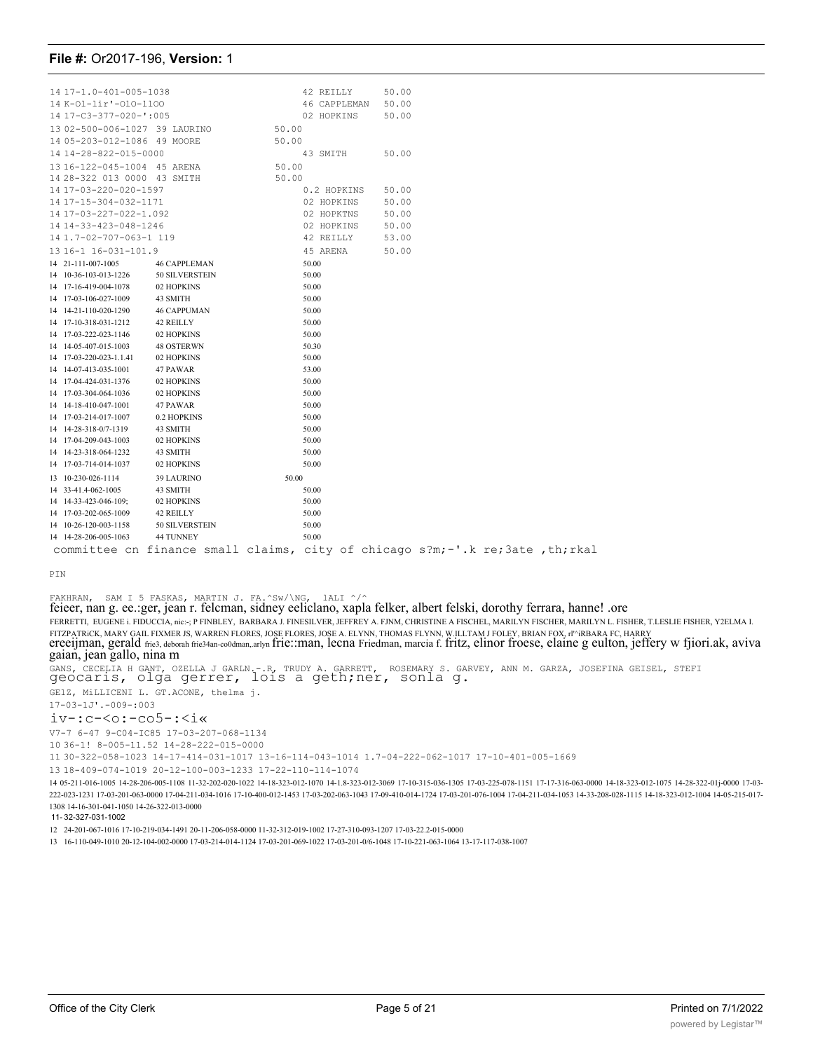File #: Or2017-196, Version: 1

| | | | |
|---|---|---|---|
| 14 | 17-1.0-401-005-1038 | 42 REILLY | 50.00 |
| 14 | K-O1-1ir'-O1O-11OO | 46 CAPPLEMAN | 50.00 |
| 14 | 17-C3-377-020-':005 | 02 HOPKINS | 50.00 |
| 13 | 02-500-006-1027 | 39 LAURINO | 50.00 |
| 14 | 05-203-012-1086 | 49 MOORE | 50.00 |
| 14 | 14-28-822-015-0000 | 43 SMITH | 50.00 |
| 13 | 16-122-045-1004 | 45 ARENA | 50.00 |
| 14 | 28-322 013 0000 | 43 SMITH | 50.00 |
| 14 | 17-03-220-020-1597 | 0.2 HOPKINS | 50.00 |
| 14 | 17-15-304-032-1171 | 02 HOPKINS | 50.00 |
| 14 | 17-03-227-022-1.092 | 02 HOPKTNS | 50.00 |
| 14 | 14-33-423-048-1246 | 02 HOPKINS | 50.00 |
| 14 | 1.7-02-707-063-1 119 | 42 REILLY | 53.00 |
| 13 | 16-1 16-031-101.9 | 45 ARENA | 50.00 |
| 14 | 21-111-007-1005 | 46 CAPPLEMAN | 50.00 |
| 14 | 10-36-103-013-1226 | 50 SILVERSTEIN | 50.00 |
| 14 | 17-16-419-004-1078 | 02 HOPKINS | 50.00 |
| 14 | 17-03-106-027-1009 | 43 SMITH | 50.00 |
| 14 | 14-21-110-020-1290 | 46 CAPPUMAN | 50.00 |
| 14 | 17-10-318-031-1212 | 42 REILLY | 50.00 |
| 14 | 17-03-222-023-1146 | 02 HOPKINS | 50.00 |
| 14 | 14-05-407-015-1003 | 48 OSTERWN | 50.30 |
| 14 | 17-03-220-023-1.1.41 | 02 HOPKINS | 50.00 |
| 14 | 14-07-413-035-1001 | 47 PAWAR | 53.00 |
| 14 | 17-04-424-031-1376 | 02 HOPKINS | 50.00 |
| 14 | 17-03-304-064-1036 | 02 HOPKINS | 50.00 |
| 14 | 14-18-410-047-1001 | 47 PAWAR | 50.00 |
| 14 | 17-03-214-017-1007 | 0.2 HOPKINS | 50.00 |
| 14 | 14-28-318-0/7-1319 | 43 SMITH | 50.00 |
| 14 | 17-04-209-043-1003 | 02 HOPKINS | 50.00 |
| 14 | 14-23-318-064-1232 | 43 SMITH | 50.00 |
| 14 | 17-03-714-014-1037 | 02 HOPKINS | 50.00 |
| 13 | 10-230-026-1114 | 39 LAURINO | 50.00 |
| 14 | 33-41.4-062-1005 | 43 SMITH | 50.00 |
| 14 | 14-33-423-046-109; | 02 HOPKINS | 50.00 |
| 14 | 17-03-202-065-1009 | 42 REILLY | 50.00 |
| 14 | 10-26-120-003-1158 | 50 SILVERSTEIN | 50.00 |
| 14 | 14-28-206-005-1063 | 44 TUNNEY | 50.00 |

committee cn finance small claims, city of chicago s?m;-'.k re;3ate ,th;rkal

PIN

FAKHRAN, SAM I 5 FASKAS, MARTIN J. FA.^Sw/\NG, 1ALI ^/^
feieer, nan g. ee.:ger, jean r. felcman, sidney eeliclano, xapla felker, albert felski, dorothy ferrara, hanne! .ore
FERRETTI, EUGENE i. FIDUCCIA, nic:-; P FINBLEY, BARBARA J. FINESILVER, JEFFREY A. FJNM, CHRISTINE A FISCHEL, MARILYN FISCHER, MARILYN L. FISHER, T.LESLIE FISHER, Y2ELMA I. FITZPATRiCK, MARY GAIL FIXMER JS, WARREN FLORES, JOSE FLORES, JOSE A. ELYNN, THOMAS FLYNN, W.ILLTAM J FOLEY, BRIAN FOX, rl'^iRBARA FC, HARRY
ereeijman, gerald frie3, deborah frie34an-co0dman,.arlyn frie::man, lecna Friedman, marcia f. fritz, elinor froese, elaine g eulton, jeffery w fjiori.ak, aviva gaian, jean gallo, nina m
GANS, CECELIA H GANT, OZELLA J GARLN.-.R, TRUDY A. GARRETT, ROSEMARY S. GARVEY, ANN M. GARZA, JOSEFINA GEISEL, STEFI
geocaris, olga gerrer, lois a geth;ner, sonla g.
GE1Z, MiLLICENI L. GT.ACONE, thelma j.
17-03-1J'.-009-:003
iv-:c-<o:-co5-:<i«
V7-7 6-47 9-C04-IC85 17-03-207-068-1134
10 36-1! 8-005-11.52 14-28-222-015-0000
11 30-322-058-1023 14-17-414-031-1017 13-16-114-043-1014 1.7-04-222-062-1017 17-10-401-005-1669
13 18-409-074-1019 20-12-100-003-1233 17-22-110-114-1074
14 05-211-016-1005 14-28-206-005-1108 11-32-202-020-1022 14-18-323-012-1070 14-1.8-323-012-3069 17-10-315-036-1305 17-03-225-078-1151 17-17-316-063-0000 14-18-323-012-1075 14-28-322-01j-0000 17-03-222-023-1231 17-03-201-063-0000 17-04-211-034-1016 17-10-400-012-1453 17-03-202-063-1043 17-09-410-014-1724 17-03-201-076-1004 17-04-211-034-1053 14-33-208-028-1115 14-18-323-012-1004 14-05-215-017-1308 14-16-301-041-1050 14-26-322-013-0000
11-32-327-031-1002
12 24-201-067-1016 17-10-219-034-1491 20-11-206-058-0000 11-32-312-019-1002 17-27-310-093-1207 17-03-22.2-015-0000
13 16-110-049-1010 20-12-104-002-0000 17-03-214-014-1124 17-03-201-069-1022 17-03-201-0/6-1048 17-10-221-063-1064 13-17-117-038-1007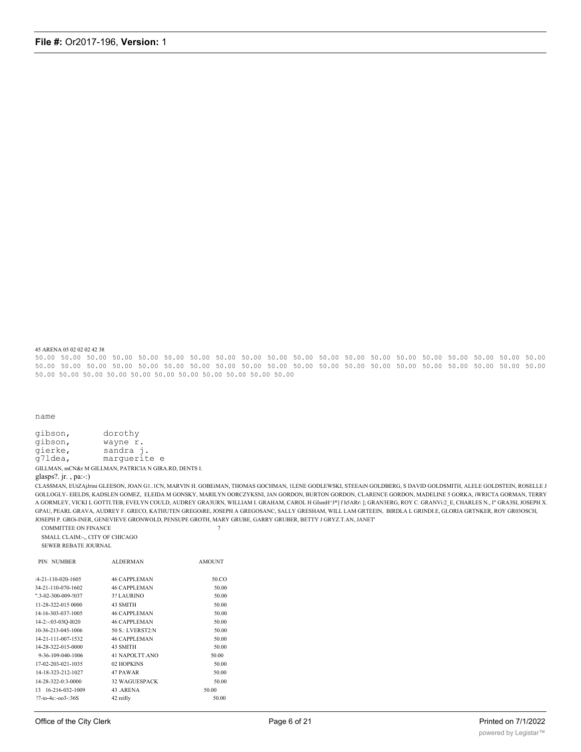45 ARENA 05 02 02 02 42 38

50.00 50.00 50.00 50.00 50.00 50.00 50.00 50.00 50.00 50.00 50.00 50.00 50.00 50.00 50.00 50.00 50.00 50.00 50.00 50.00 50.00 50.00 50.00 50.00 50.00 50.00 50.00 50.00 50.00 50.00 50.00 50.00 50.00 50.00 50.00 50.00 50.00 50.00 50.00 50.00 50.00 50.00 50.00 50.00 50.00 50.00 50.00 50.00 50.00 50.00 50.00

name

gibson, dorothy
gibson, wayne r.
gierke, sandra j.
g7ldea, marguerite e

GILLMAN, mCN&r M GILLMAN, PATRICIA N GIRA.RD, DENTS I.

glasps?. jr. , pa:-:)

CLASSMAN, EUtZAjJrini GLEESON, JOAN G1..1CN, MARVIN H. GOBEiMAN, THOMAS GOCHMAN, 1LENE GODLEWSKI, STEEAiN GOLDBERG, S DAVID GOLDSMITH, ALELE GOLDSTEIN, ROSELLE J GOLLOGLY- EIELDS, KADSLEN GOMEZ, ELEIDA M GONSKY, MARILYN OORCZYKSNI, JAN GORDON, BURTON GORDON, CLARENCE GORDON, MADELINE 5 GORKA, iWRICTA GORMAN, TERRY A GORMLEY, VICKI L GOTTI.TEB, EVELYN COULD, AUDREY GRA3URN, WILLIAM I. GRAHAM, CAROL H GIsmH^J*] f h5ARr\ ]; GRAN3ERG, ROY C. GRANVi:2_E, CHARLES N., I" GRA3SI, JOSEPH X. GPAU, PEARL GRAVA, AUDREY F. GRECO, KATHUTEN GREGOiRE, JOSEPH A GREGOSANC, SALLY GRESHAM, WILL LAM GRTEEIN, BIRDLA L GRINDI.E, GLORIA GRTNKER, ROY GR03OSCH, JOSEPH P. GROi-INER, GENEVIEVE GRONWOLD, PENSUPE GROTH, MARY GRUBE, GARRY GRUBER, BETTY J GRYZ.T.AN, JANET'

COMMITTEE ON FINANCE 7

SMALL CLAIM:-,, CITY OF CHICAGO

SEWER REBATE JOURNAL

| PIN NUMBER | ALDERMAN | AMOUNT |
|---|---|---|
| :4-21-110-020-1605 | 46 CAPPLEMAN | 50.CO |
| 34-21-110-070-1602 | 46 CAPPLEMAN | 50.00 |
| ".3-02-300-009-!037 | 3? LAURINO | 50.00 |
| 11-28-322-015 0000 | 43 SMITH | 50.00 |
| 14-16-303-037-1005 | 46 CAPPLEMAN | 50.00 |
| 14-2:-:03-03Q-I020 | 46 CAPPLEMAN | 50.00 |
| 10-36-213-045-1006 | 50 S.: LVERST2:N | 50.00 |
| 14-21-111-007-1532 | 46 CAPPLEMAN | 50.00 |
| 14-28-322-015-0000 | 43 SMITH | 50.00 |
| 9-36-109-040-1006 | 41 NAPOLTT.ANO | 50.00 |
| 17-02-203-021-1035 | 02 HOPKINS | 50.00 |
| 14-18-323-212-1027 | 47 PAWAR | 50.00 |
| 14-28-322-0:3-0000 | 32 WAGUESPACK | 50.00 |
| 13 16-216-032-1009 | 43 .ARENA | 50.00 |
| !7-io-4c:-oo3-:36S | 42 reilly | 50.00 |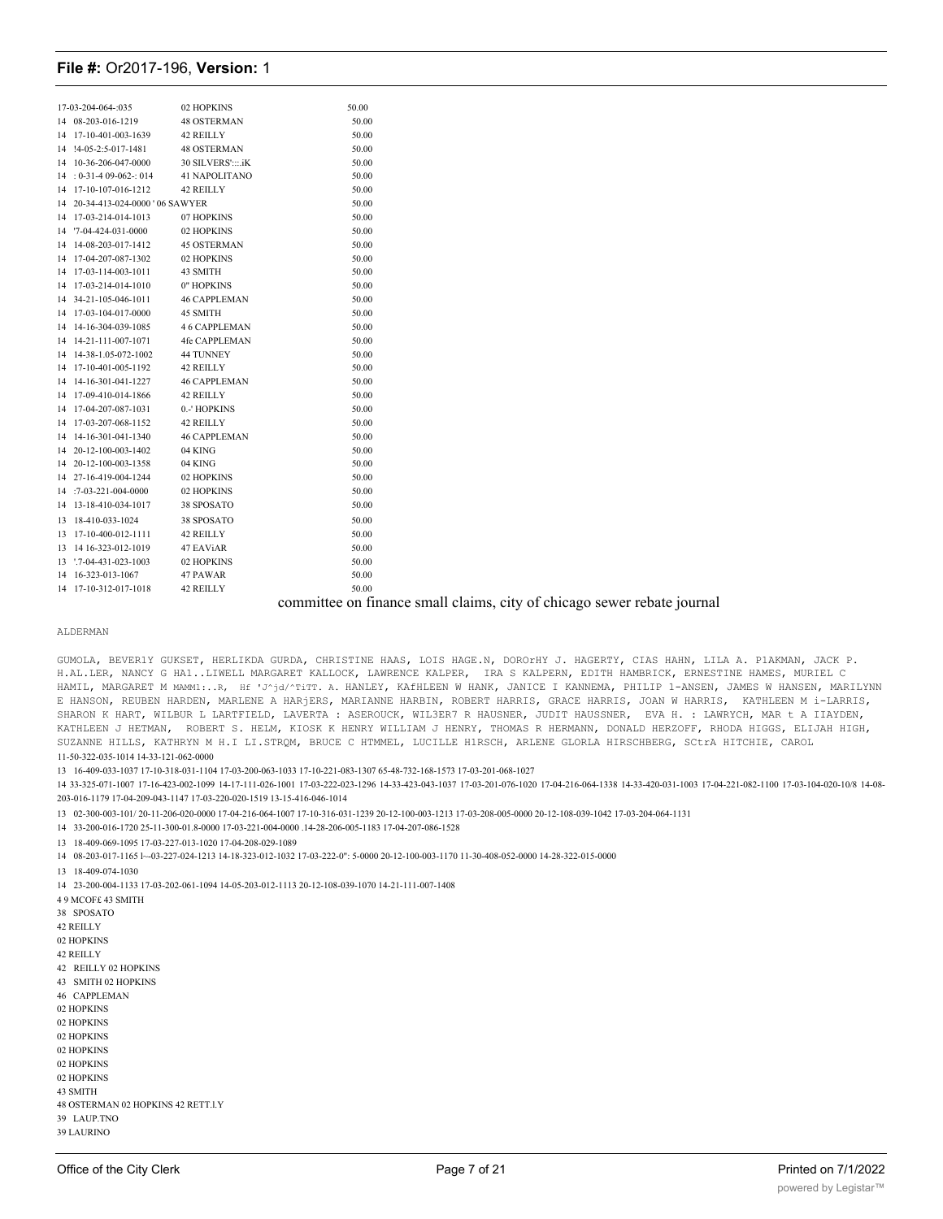| | | | |
|---|---|---|---|
| | 17-03-204-064-:035 | 02 HOPKINS | 50.00 |
| 14 | 08-203-016-1219 | 48 OSTERMAN | 50.00 |
| 14 | 17-10-401-003-1639 | 42 REILLY | 50.00 |
| 14 | !4-05-2:5-017-1481 | 48 OSTERMAN | 50.00 |
| 14 | 10-36-206-047-0000 | 30 SILVERS':::.iK | 50.00 |
| 14 | : 0-31-4 09-062-: 014 | 41 NAPOLITANO | 50.00 |
| 14 | 17-10-107-016-1212 | 42 REILLY | 50.00 |
| 14 | 20-34-413-024-0000 ' 06 SAWYER | | 50.00 |
| 14 | 17-03-214-014-1013 | 07 HOPKINS | 50.00 |
| 14 | '7-04-424-031-0000 | 02 HOPKINS | 50.00 |
| 14 | 14-08-203-017-1412 | 45 OSTERMAN | 50.00 |
| 14 | 17-04-207-087-1302 | 02 HOPKINS | 50.00 |
| 14 | 17-03-114-003-1011 | 43 SMITH | 50.00 |
| 14 | 17-03-214-014-1010 | 0" HOPKINS | 50.00 |
| 14 | 34-21-105-046-1011 | 46 CAPPLEMAN | 50.00 |
| 14 | 17-03-104-017-0000 | 45 SMITH | 50.00 |
| 14 | 14-16-304-039-1085 | 4 6 CAPPLEMAN | 50.00 |
| 14 | 14-21-111-007-1071 | 4fe CAPPLEMAN | 50.00 |
| 14 | 14-38-1.05-072-1002 | 44 TUNNEY | 50.00 |
| 14 | 17-10-401-005-1192 | 42 REILLY | 50.00 |
| 14 | 14-16-301-041-1227 | 46 CAPPLEMAN | 50.00 |
| 14 | 17-09-410-014-1866 | 42 REILLY | 50.00 |
| 14 | 17-04-207-087-1031 | 0.-' HOPKINS | 50.00 |
| 14 | 17-03-207-068-1152 | 42 REILLY | 50.00 |
| 14 | 14-16-301-041-1340 | 46 CAPPLEMAN | 50.00 |
| 14 | 20-12-100-003-1402 | 04 KING | 50.00 |
| 14 | 20-12-100-003-1358 | 04 KING | 50.00 |
| 14 | 27-16-419-004-1244 | 02 HOPKINS | 50.00 |
| 14 | :7-03-221-004-0000 | 02 HOPKINS | 50.00 |
| 14 | 13-18-410-034-1017 | 38 SPOSATO | 50.00 |
| 13 | 18-410-033-1024 | 38 SPOSATO | 50.00 |
| 13 | 17-10-400-012-1111 | 42 REILLY | 50.00 |
| 13 | 14 16-323-012-1019 | 47 EAViAR | 50.00 |
| 13 | '.7-04-431-023-1003 | 02 HOPKINS | 50.00 |
| 14 | 16-323-013-1067 | 47 PAWAR | 50.00 |
| 14 | 17-10-312-017-1018 | 42 REILLY | 50.00 |

committee on finance small claims, city of chicago sewer rebate journal

ALDERMAN

GUMOLA, BEVER1Y GUKSET, HERLIKDA GURDA, CHRISTINE HAAS, LOIS HAGE.N, DOROrHY J. HAGERTY, CIAS HAHN, LILA A. P1AKMAN, JACK P. H.AL.LER, NANCY G HA1..LIWELL MARGARET KALLOCK, LAWRENCE KALPER, IRA S KALPERN, EDITH HAMBRICK, ERNESTINE HAMES, MURIEL C HAMIL, MARGARET M MAMM1:..R, Hf 'J^jd/^TiTT. A. HANLEY, KAfHLEEN W HANK, JANICE I KANNEMA, PHILIP 1-ANSEN, JAMES W HANSEN, MARILYNN E HANSON, REUBEN HARDEN, MARLENE A HARjERS, MARIANNE HARBIN, ROBERT HARRIS, GRACE HARRIS, JOAN W HARRIS, KATHLEEN M i-LARRIS, SHARON K HART, WILBUR L LARTFIELD, LAVERTA : ASEROUCK, WIL3ER7 R HAUSNER, JUDIT HAUSSNER, EVA H. : LAWRYCH, MAR t A IIAYDEN, KATHLEEN J HETMAN, ROBERT S. HELM, KIOSK K HENRY WILLIAM J HENRY, THOMAS R HERMANN, DONALD HERZOFF, RHODA HIGGS, ELIJAH HIGH, SUZANNE HILLS, KATHRYN M H.I LI.STRQM, BRUCE C HTMMEL, LUCILLE H1RSCH, ARLENE GLORLA HIRSCHBERG, SCtrA HITCHIE, CAROL

11-50-322-035-1014 14-33-121-062-0000

13 16-409-033-1037 17-10-318-031-1104 17-03-200-063-1033 17-10-221-083-1307 65-48-732-168-1573 17-03-201-068-1027

14 33-325-071-1007 17-16-423-002-1099 14-17-111-026-1001 17-03-222-023-1296 14-33-423-043-1037 17-03-201-076-1020 17-04-216-064-1338 14-33-420-031-1003 17-04-221-082-1100 17-03-104-020-10/8 14-08-203-016-1179 17-04-209-043-1147 17-03-220-020-1519 13-15-416-046-1014

13 02-300-003-101/ 20-11-206-020-0000 17-04-216-064-1007 17-10-316-031-1239 20-12-100-003-1213 17-03-208-005-0000 20-12-108-039-1042 17-03-204-064-1131

14 33-200-016-1720 25-11-300-01.8-0000 17-03-221-004-0000 .14-28-206-005-1183 17-04-207-086-1528

13 18-409-069-1095 17-03-227-013-1020 17-04-208-029-1089

14 08-203-017-1165 l--03-227-024-1213 14-18-323-012-1032 17-03-222-0": 5-0000 20-12-100-003-1170 11-30-408-052-0000 14-28-322-015-0000

13 18-409-074-1030

14 23-200-004-1133 17-03-202-061-1094 14-05-203-012-1113 20-12-108-039-1070 14-21-111-007-1408

4 9 MCOF£ 43 SMITH

38 SPOSATO

42 REILLY

02 HOPKINS

42 REILLY

42 REILLY 02 HOPKINS

43 SMITH 02 HOPKINS

46 CAPPLEMAN

02 HOPKINS

02 HOPKINS

02 HOPKINS

02 HOPKINS

02 HOPKINS

02 HOPKINS

43 SMITH

48 OSTERMAN 02 HOPKINS 42 RETT.l.Y

39 LAUP.TNO

39 LAURINO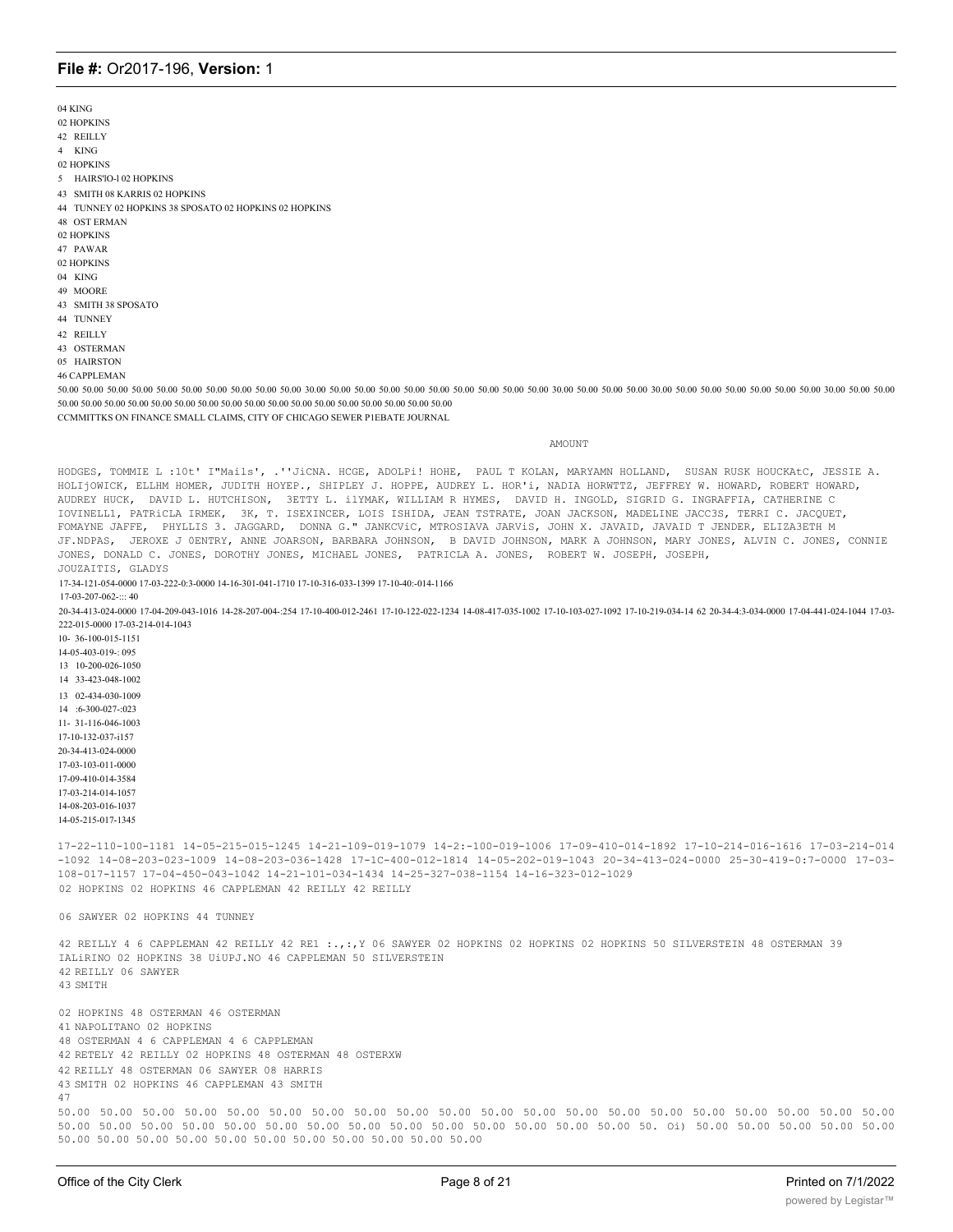04 KING
02 HOPKINS
42 REILLY
4 KING
02 HOPKINS
5 HAIRS'lO-l 02 HOPKINS
43 SMITH 08 KARRIS 02 HOPKINS
44 TUNNEY 02 HOPKINS 38 SPOSATO 02 HOPKINS 02 HOPKINS
48 OST ERMAN
02 HOPKINS
47 PAWAR
02 HOPKINS
04 KING
49 MOORE
43 SMITH 38 SPOSATO
44 TUNNEY
42 REILLY
43 OSTERMAN
05 HAIRSTON
46 CAPPLEMAN

50.00 50.00 50.00 50.00 50.00 50.00 50.00 50.00 50.00 50.00 30.00 50.00 50.00 50.00 50.00 50.00 50.00 50.00 50.00 30.00 50.00 50.00 50.00 30.00 50.00 50.00 50.00 50.00 50.00 50.00 30.00 50.00 50.00 50.00 50.00 50.00 50.00 50.00 50.00 50.00 50.00 50.00 50.00 50.00 50.00 50.00 50.00 50.00 50.00 50.00 50.00

CCMMITTKS ON FINANCE SMALL CLAIMS, CITY OF CHICAGO SEWER P1EBATE JOURNAL

AMOUNT

HODGES, TOMMIE L :10t' I"Mails', .''JiCNA. HCGE, ADOLPi! HOHE, PAUL T KOLAN, MARYAMN HOLLAND, SUSAN RUSK HOUCKAtC, JESSIE A. HOLIjOWICK, ELLHM HOMER, JUDITH HOYEP., SHIPLEY J. HOPPE, AUDREY L. HOR'i, NADIA HORWTTZ, JEFFREY W. HOWARD, ROBERT HOWARD, AUDREY HUCK, DAVID L. HUTCHISON, 3ETTY L. ilYMAK, WILLIAM R HYMES, DAVID H. INGOLD, SIGRID G. INGRAFFIA, CATHERINE C IOVINELL1, PATRiCLA IRMEK, 3K, T. ISEXINCER, LOIS ISHIDA, JEAN TSTRATE, JOAN JACKSON, MADELINE JACC3S, TERRI C. JACQUET, FOMAYNE JAFFE, PHYLLIS 3. JAGGARD, DONNA G." JANKCViC, MTROSIAVA JARViS, JOHN X. JAVAID, JAVAID T JENDER, ELIZA3ETH M JF.NDPAS, JEROXE J 0ENTRY, ANNE JOARSON, BARBARA JOHNSON, B DAVID JOHNSON, MARK A JOHNSON, MARY JONES, ALVIN C. JONES, CONNIE JONES, DONALD C. JONES, DOROTHY JONES, MICHAEL JONES, PATRICLA A. JONES, ROBERT W. JOSEPH, JOSEPH, JOUZAITIS, GLADYS

17-34-121-054-0000 17-03-222-0:3-0000 14-16-301-041-1710 17-10-316-033-1399 17-10-40:-014-1166
17-03-207-062-::: 40
20-34-413-024-0000 17-04-209-043-1016 14-28-207-004-:254 17-10-400-012-2461 17-10-122-022-1234 14-08-417-035-1002 17-10-103-027-1092 17-10-219-034-14 62 20-34-4:3-034-0000 17-04-441-024-1044 17-03-222-015-0000 17-03-214-014-1043
10- 36-100-015-1151
14-05-403-019-: 095
13 10-200-026-1050
14 33-423-048-1002
13 02-434-030-1009
14 :6-300-027-:023
11- 31-116-046-1003
17-10-132-037-i157
20-34-413-024-0000
17-03-103-011-0000
17-09-410-014-3584
17-03-214-014-1057
14-08-203-016-1037
14-05-215-017-1345

17-22-110-100-1181 14-05-215-015-1245 14-21-109-019-1079 14-2:-100-019-1006 17-09-410-014-1892 17-10-214-016-1616 17-03-214-014 -1092 14-08-203-023-1009 14-08-203-036-1428 17-1C-400-012-1814 14-05-202-019-1043 20-34-413-024-0000 25-30-419-0:7-0000 17-03-108-017-1157 17-04-450-043-1042 14-21-101-034-1434 14-25-327-038-1154 14-16-323-012-1029
02 HOPKINS 02 HOPKINS 46 CAPPLEMAN 42 REILLY 42 REILLY

06 SAWYER 02 HOPKINS 44 TUNNEY

42 REILLY 4 6 CAPPLEMAN 42 REILLY 42 RE1 :.,:,Y 06 SAWYER 02 HOPKINS 02 HOPKINS 02 HOPKINS 50 SILVERSTEIN 48 OSTERMAN 39 IALiRINO 02 HOPKINS 38 UiUPJ.NO 46 CAPPLEMAN 50 SILVERSTEIN
42 REILLY 06 SAWYER
43 SMITH

02 HOPKINS 48 OSTERMAN 46 OSTERMAN
41 NAPOLITANO 02 HOPKINS
48 OSTERMAN 4 6 CAPPLEMAN 4 6 CAPPLEMAN
42 RETELY 42 REILLY 02 HOPKINS 48 OSTERMAN 48 OSTERXW
42 REILLY 48 OSTERMAN 06 SAWYER 08 HARRIS
43 SMITH 02 HOPKINS 46 CAPPLEMAN 43 SMITH
47
50.00 50.00 50.00 50.00 50.00 50.00 50.00 50.00 50.00 50.00 50.00 50.00 50.00 50.00 50.00 50.00 50.00 50.00 50.00 50.00 50.00 50.00 50.00 50.00 50.00 50.00 50.00 50.00 50.00 50.00 50.00 50.00 50.00 50.00 50.00 50. Oi) 50.00 50.00 50.00 50.00 50.00 50.00 50.00 50.00 50.00 50.00 50.00 50.00 50.00 50.00 50.00 50.00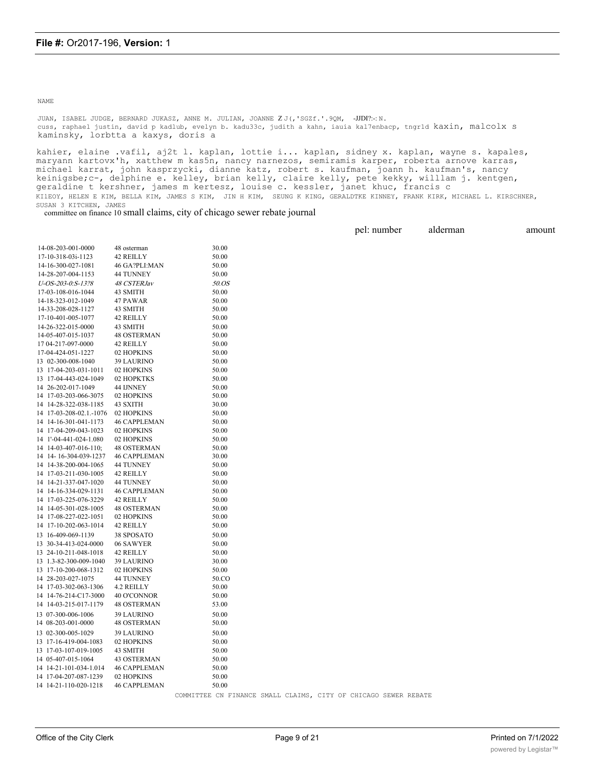NAME

JUAN, ISABEL JUDGE, BERNARD JUKASZ, ANNE M. JULIAN, JOANNE Z J(,'SGZf.'.9QM, -JJDI?:-: N.
cuss, raphael justin, david p kadlub, evelyn b. kadu33c, judith a kahn, iauia kal7enbacp, tngrld kaxin, malcolx s kaminsky, lorbtta a kaxys, doris a

kahier, elaine .vafil, aj2t l. kaplan, lottie i... kaplan, sidney x. kaplan, wayne s. kapales, maryann kartovx'h, xatthew m kas5n, nancy narnezos, semiramis karper, roberta arnove karras, michael karrat, john kasprzycki, dianne katz, robert s. kaufman, joann h. kaufman's, nancy keinigsbe;c-, delphine e. kelley, brian kelly, claire kelly, pete kekky, willlam j. kentgen, geraldine t kershner, james m kertesz, louise c. kessler, janet khuc, francis c
KIlEOY, HELEN E KIM, BELLA KIM, JAMES S KIM, JIN H KIM, SEUNG K KING, GERALDTKE KINNEY, FRANK KIRK, MICHAEL L. KIRSCHNER, SUSAN 3 KITCHEN, JAMES

committee on finance 10 small claims, city of chicago sewer rebate journal

| pel: number | alderman | amount |
|---|---|---|
| 14-08-203-001-0000 | 48 osterman | 30.00 |
| 17-10-318-03i-1123 | 42 REILLY | 50.00 |
| 14-16-300-027-1081 | 46 GA?PLI:MAN | 50.00 |
| 14-28-207-004-1153 | 44 TUNNEY | 50.00 |
| *U-OS-203-0:S-13?8* | *48 CSTERJav* | *50.OS* |
| 17-03-108-016-1044 | 43 SMITH | 50.00 |
| 14-18-323-012-1049 | 47 PAWAR | 50.00 |
| 14-33-208-028-1127 | 43 SMITH | 50.00 |
| 17-10-401-005-1077 | 42 REILLY | 50.00 |
| 14-26-322-015-0000 | 43 SMITH | 50.00 |
| 14-05-407-015-1037 | 48 OSTERMAN | 50.00 |
| 17 04-217-097-0000 | 42 REILLY | 50.00 |
| 17-04-424-051-1227 | 02 HOPKINS | 50.00 |
| 13 02-300-008-1040 | 39 LAURINO | 50.00 |
| 13 17-04-203-031-1011 | 02 HOPKINS | 50.00 |
| 13 17-04-443-024-1049 | 02 HOPKTKS | 50.00 |
| 14 26-202-017-1049 | 44 IJNNEY | 50.00 |
| 14 17-03-203-066-3075 | 02 HOPKINS | 50.00 |
| 14 14-28-322-038-1185 | 43 SXITH | 30.00 |
| 14 17-03-208-02.1.-1076 | 02 HOPKINS | 50.00 |
| 14 14-16-301-041-1173 | 46 CAPPLEMAN | 50.00 |
| 14 17-04-209-043-1023 | 02 HOPKINS | 50.00 |
| 14 1'-04-441-024-1.080 | 02 HOPKINS | 50.00 |
| 14 14-03-407-016-110; | 48 OSTERMAN | 50.00 |
| 14 14- 16-304-039-1237 | 46 CAPPLEMAN | 30.00 |
| 14 14-38-200-004-1065 | 44 TUNNEY | 50.00 |
| 14 17-03-211-030-1005 | 42 REILLY | 50.00 |
| 14 14-21-337-047-1020 | 44 TUNNEY | 50.00 |
| 14 14-16-334-029-1131 | 46 CAPPLEMAN | 50.00 |
| 14 17-03-225-076-3229 | 42 REILLY | 50.00 |
| 14 14-05-301-028-1005 | 48 OSTERMAN | 50.00 |
| 14 17-08-227-022-1051 | 02 HOPKINS | 50.00 |
| 14 17-10-202-063-1014 | 42 REILLY | 50.00 |
| 13 16-409-069-1139 | 38 SPOSATO | 50.00 |
| 13 30-34-413-024-0000 | 06 SAWYER | 50.00 |
| 13 24-10-211-048-1018 | 42 REILLY | 50.00 |
| 13 1.3-82-300-009-1040 | 39 LAURINO | 30.00 |
| 13 17-10-200-068-1312 | 02 HOPKINS | 50.00 |
| 14 28-203-027-1075 | 44 TUNNEY | 50.CO |
| 14 17-03-302-063-1306 | 4.2 REILLY | 50.00 |
| 14 14-76-214-C17-3000 | 40 O'CONNOR | 50.00 |
| 14 14-03-215-017-1179 | 48 OSTERMAN | 53.00 |
| 13 07-300-006-1006 | 39 LAURINO | 50.00 |
| 14 08-203-001-0000 | 48 OSTERMAN | 50.00 |
| 13 02-300-005-1029 | 39 LAURINO | 50.00 |
| 13 17-16-419-004-1083 | 02 HOPKINS | 50.00 |
| 13 17-03-107-019-1005 | 43 SMITH | 50.00 |
| 14 05-407-015-1064 | 43 OSTERMAN | 50.00 |
| 14 14-21-101-034-1.014 | 46 CAPPLEMAN | 50.00 |
| 14 17-04-207-087-1239 | 02 HOPKINS | 50.00 |
| 14 14-21-110-020-1218 | 46 CAPPLEMAN | 50.00 |

COMMITTEE CN FINANCE SMALL CLAIMS, CITY OF CHICAGO SEWER REBATE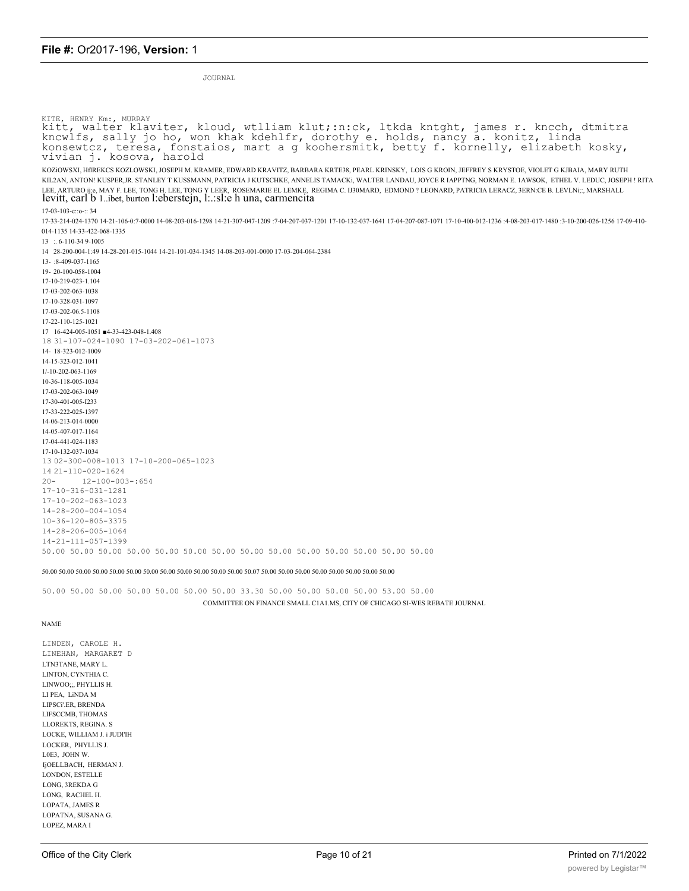JOURNAL

KITE, HENRY Km:, MURRAY
kitt, walter klaviter, kloud, wtlliam klut;:n:ck, ltkda kntght, james r. kncch, dtmitra kncwlfs, sally jo ho, won khak kdehlfr, dorothy e. holds, nancy a. konitz, linda konsewtcz, teresa, fonstaios, mart a g koohersmitk, betty f. kornelly, elizabeth kosky, vivian j. kosova, harold

KOZiOWSXI, HflREKCS KOZLOWSKI, JOSEPH M. KRAMER, EDWARD KRAVITZ, BARBARA KRTE38, PEARL KRINSKY, LOIS G KROIN, JEFFREY S KRYSTOE, VIOLET G KJBAIA, MARY RUTH KIL2AN, ANTON! KUSPER,JR. STANLEY T KUSSMANN, PATRICIA J KUTSCHKE, ANNELIS TAMACKi, WALTER LANDAU, JOYCE R IAPPTNG, NORMAN E. 1AWSOK, ETHEL V. LEDUC, JOSEPH ! RITA LEE, ARTURO ij;e, MAY F. LEE, TONG H. LEE, TONG Y LEER, ROSEMARIE EL LEMKE, REGIMA C. IJ30MARD, EDMOND ? LEONARD, PATRICIA LERACZ, 3ERN:CE B. LEVLNi;:, MARSHALL levitt, carl b 1..ibet, burton l:eberstejn, l:.:sl:e h una, carmencita

17-03-103-c::o-:: 34

17-33-214-024-1370 14-21-106-0:7-0000 14-08-203-016-1298 14-21-307-047-1209 :7-04-207-037-1201 17-10-132-037-1641 17-04-207-087-1071 17-10-400-012-1236 :4-08-203-017-1480 :3-10-200-026-1256 17-09-410-014-1135 14-33-422-068-1335

13 :. 6-110-34 9-1005

14 28-200-004-1:49 14-28-201-015-1044 14-21-101-034-1345 14-08-203-001-0000 17-03-204-064-2384

13- :8-409-037-1165

19- 20-100-058-1004

17-10-219-023-1.104

17-03-202-063-1038

17-10-328-031-1097

17-03-202-06.5-1108

17-22-110-125-1021

17 16-424-005-1051 ■4-33-423-048-1.408

18 31-107-024-1090 17-03-202-061-1073

14- 18-323-012-1009

14-15-323-012-1041

1/-10-202-063-1169

10-36-118-005-1034

17-03-202-063-1049

17-30-401-005-I233

17-33-222-025-1397

14-06-213-014-0000

14-05-407-017-1164

17-04-441-024-1183

17-10-132-037-1034

13 02-300-008-1013 17-10-200-065-1023

14 21-110-020-1624

20- 12-100-003-:654

17-10-316-031-1281

17-10-202-063-1023

14-28-200-004-1054

10-36-120-805-3375

14-28-206-005-1064

14-21-111-057-1399

50.00 50.00 50.00 50.00 50.00 50.00 50.00 50.00 50.00 50.00 50.00 50.00 50.00 50.00

50.00 50.00 50.00 50.00 50.00 50.00 50.00 50.00 50.00 50.00 50.00 50.00 50.07 50.00 50.00 50.00 50.00 50.00 50.00 50.00 50.00

50.00 50.00 50.00 50.00 50.00 50.00 50.00 33.30 50.00 50.00 50.00 50.00 53.00 50.00

COMMITTEE ON FINANCE SMALL C1A1.MS, CITY OF CHICAGO SI-WES REBATE JOURNAL

NAME

LINDEN, CAROLE H.
LINEHAN, MARGARET D
LTN3TANE, MARY L.
LINTON, CYNTHIA C.
LINWOO;;, PHYLLIS H.
LI PEA, LiNDA M
LIPSCi'.ER, BRENDA
LIFSCCMB, THOMAS
LLOREKTS, REGINA. S
LOCKE, WILLIAM J. i JUDI'IH
LOCKER, PHYLLIS J.
L0E3, JOHN W.
IjOELLBACH, HERMAN J.
LONDON, ESTELLE
LONG, 3REKDA G
LONG, RACHEL H.
LOPATA, JAMES R
LOPATNA, SUSANA G.
LOPEZ, MARA I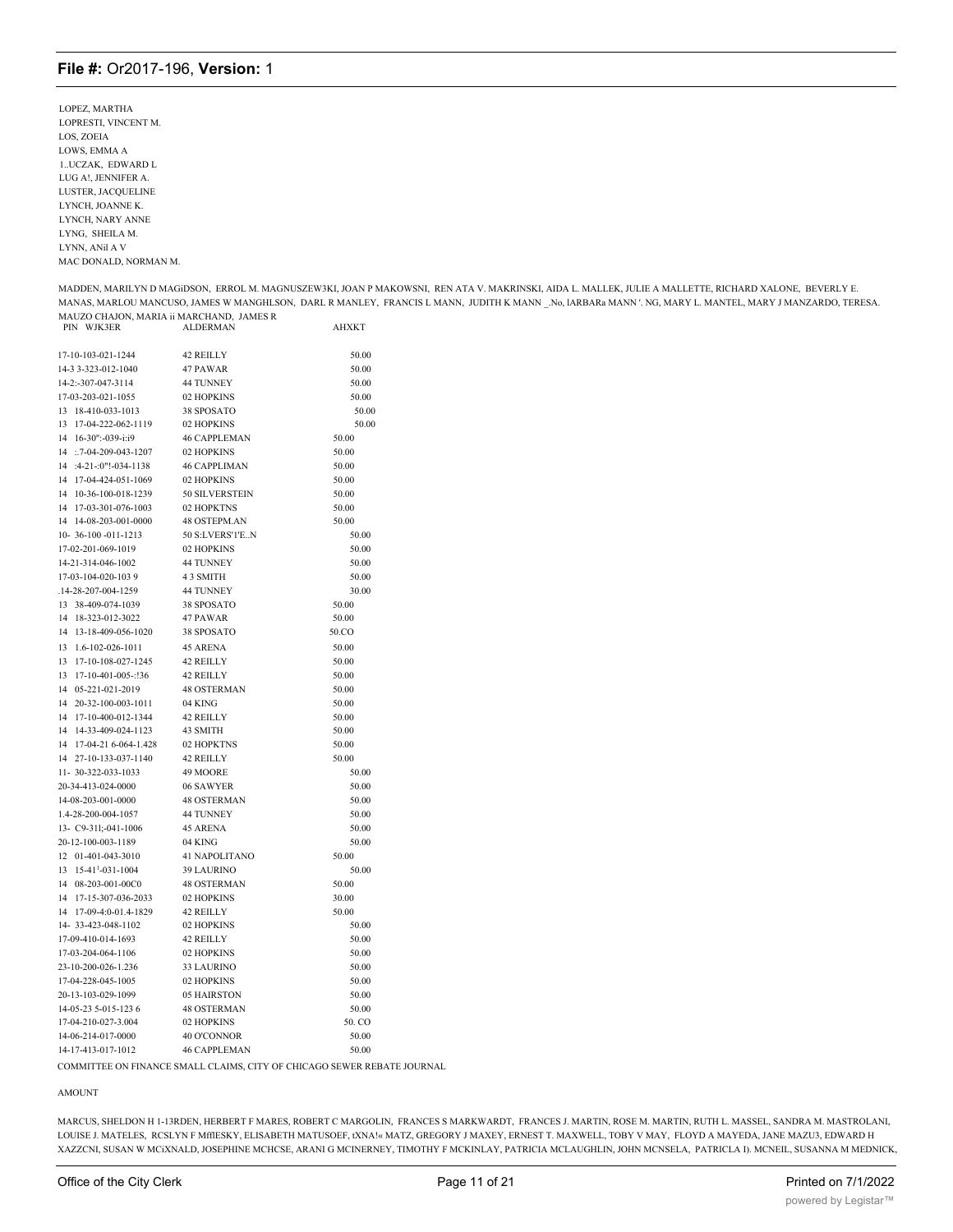LOPEZ, MARTHA
LOPRESTI, VINCENT M.
LOS, ZOEIA
LOWS, EMMA A
1..UCZAK, EDWARD L
LUG A!, JENNIFER A.
LUSTER, JACQUELINE
LYNCH, JOANNE K.
LYNCH, NARY ANNE
LYNG, SHEILA M.
LYNN, ANil A V
MAC DONALD, NORMAN M.

MADDEN, MARILYN D MAGiDSON, ERROL M. MAGNUSZEW3KI, JOAN P MAKOWSNI, REN ATA V. MAKRINSKI, AIDA L. MALLEK, JULIE A MALLETTE, RICHARD XALONE, BEVERLY E. MANAS, MARLOU MANCUSO, JAMES W MANGHLSON, DARL R MANLEY, FRANCIS L MANN, JUDITH K MANN _.No, lARBARa MANN '. NG, MARY L. MANTEL, MARY J MANZARDO, TERESA. MAUZO CHAJON, MARIA ii MARCHAND, JAMES R

| PIN WJK3ER | ALDERMAN | AHXKT |
|---|---|---|
| 17-10-103-021-1244 | 42 REILLY | 50.00 |
| 14-3 3-323-012-1040 | 47 PAWAR | 50.00 |
| 14-2:-307-047-3114 | 44 TUNNEY | 50.00 |
| 17-03-203-021-1055 | 02 HOPKINS | 50.00 |
| 13 18-410-033-1013 | 38 SPOSATO | 50.00 |
| 13 17-04-222-062-1119 | 02 HOPKINS | 50.00 |
| 14 16-30":-039-i:i9 | 46 CAPPLEMAN | 50.00 |
| 14 :.7-04-209-043-1207 | 02 HOPKINS | 50.00 |
| 14 :4-21-:0"!-034-1138 | 46 CAPPLIMAN | 50.00 |
| 14 17-04-424-051-1069 | 02 HOPKINS | 50.00 |
| 14 10-36-100-018-1239 | 50 SILVERSTEIN | 50.00 |
| 14 17-03-301-076-1003 | 02 HOPKTNS | 50.00 |
| 14 14-08-203-001-0000 | 48 OSTEPM.AN | 50.00 |
| 10- 36-100 -011-1213 | 50 S:LVERS'1'E..N | 50.00 |
| 17-02-201-069-1019 | 02 HOPKINS | 50.00 |
| 14-21-314-046-1002 | 44 TUNNEY | 50.00 |
| 17-03-104-020-103 9 | 4 3 SMITH | 50.00 |
| .14-28-207-004-1259 | 44 TUNNEY | 30.00 |
| 13 38-409-074-1039 | 38 SPOSATO | 50.00 |
| 14 18-323-012-3022 | 47 PAWAR | 50.00 |
| 14 13-18-409-056-1020 | 38 SPOSATO | 50.CO |
| 13 1.6-102-026-1011 | 45 ARENA | 50.00 |
| 13 17-10-108-027-1245 | 42 REILLY | 50.00 |
| 13 17-10-401-005-:!36 | 42 REILLY | 50.00 |
| 14 05-221-021-2019 | 48 OSTERMAN | 50.00 |
| 14 20-32-100-003-1011 | 04 KING | 50.00 |
| 14 17-10-400-012-1344 | 42 REILLY | 50.00 |
| 14 14-33-409-024-1123 | 43 SMITH | 50.00 |
| 14 17-04-21 6-064-1.428 | 02 HOPKTNS | 50.00 |
| 14 27-10-133-037-1140 | 42 REILLY | 50.00 |
| 11- 30-322-033-1033 | 49 MOORE | 50.00 |
| 20-34-413-024-0000 | 06 SAWYER | 50.00 |
| 14-08-203-001-0000 | 48 OSTERMAN | 50.00 |
| 1.4-28-200-004-1057 | 44 TUNNEY | 50.00 |
| 13- C9-311;-041-1006 | 45 ARENA | 50.00 |
| 20-12-100-003-1189 | 04 KING | 50.00 |
| 12 01-401-043-3010 | 41 NAPOLITANO | 50.00 |
| 13 15-41'-031-1004 | 39 LAURINO | 50.00 |
| 14 08-203-001-00C0 | 48 OSTERMAN | 50.00 |
| 14 17-15-307-036-2033 | 02 HOPKINS | 30.00 |
| 14 17-09-4:0-01.4-1829 | 42 REILLY | 50.00 |
| 14- 33-423-048-1102 | 02 HOPKINS | 50.00 |
| 17-09-410-014-1693 | 42 REILLY | 50.00 |
| 17-03-204-064-1106 | 02 HOPKINS | 50.00 |
| 23-10-200-026-1.236 | 33 LAURINO | 50.00 |
| 17-04-228-045-1005 | 02 HOPKINS | 50.00 |
| 20-13-103-029-1099 | 05 HAIRSTON | 50.00 |
| 14-05-23 5-015-123 6 | 48 OSTERMAN | 50.00 |
| 17-04-210-027-3.004 | 02 HOPKINS | 50. CO |
| 14-06-214-017-0000 | 40 O'CONNOR | 50.00 |
| 14-17-413-017-1012 | 46 CAPPLEMAN | 50.00 |

COMMITTEE ON FINANCE SMALL CLAIMS, CITY OF CHICAGO SEWER REBATE JOURNAL

AMOUNT

MARCUS, SHELDON H 1-13RDEN, HERBERT F MARES, ROBERT C MARGOLIN, FRANCES S MARKWARDT, FRANCES J. MARTIN, ROSE M. MARTIN, RUTH L. MASSEL, SANDRA M. MASTROLANI, LOUISE J. MATELES, RCSLYN F MflESKY, ELISABETH MATUSOEF, tXNA!« MATZ, GREGORY J MAXEY, ERNEST T. MAXWELL, TOBY V MAY, FLOYD A MAYEDA, JANE MAZU3, EDWARD H XAZZCNI, SUSAN W MCiXNALD, JOSEPHINE MCHCSE, ARANI G MCINERNEY, TIMOTHY F MCKINLAY, PATRICIA MCLAUGHLIN, JOHN MCNSELA, PATRICLA I). MCNEIL, SUSANNA M MEDNICK,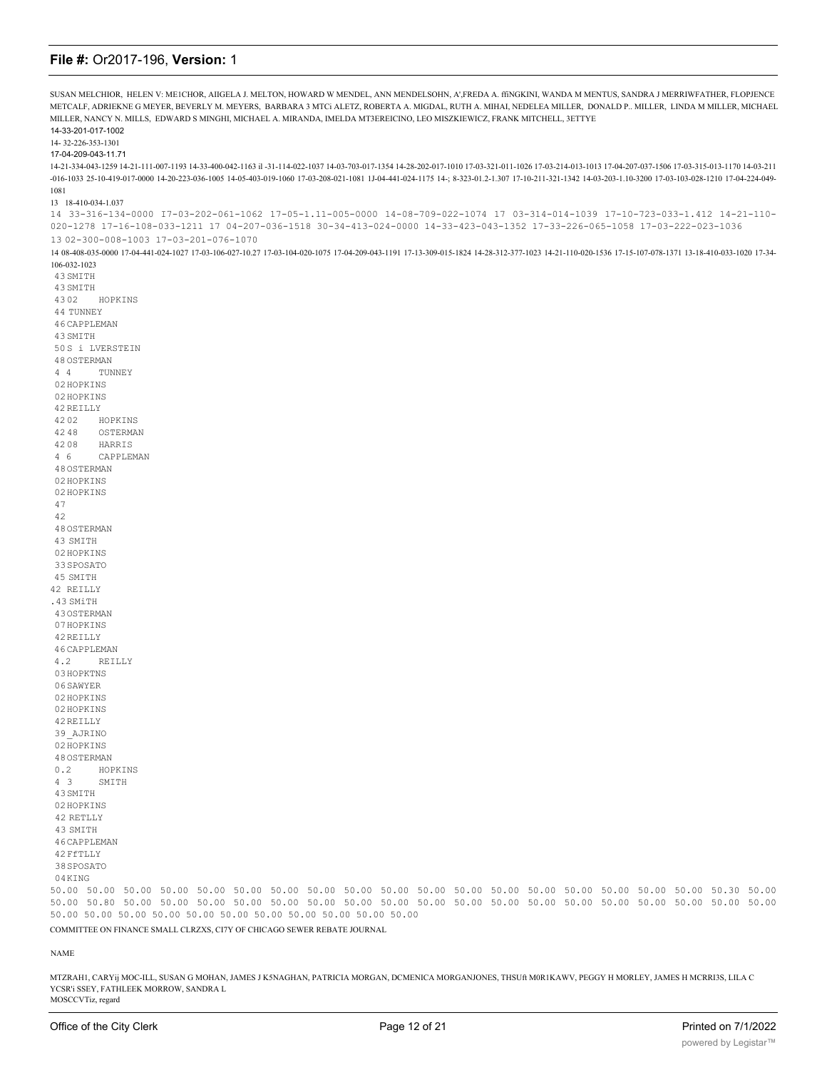SUSAN MELCHIOR, HELEN V: ME1CHOR, AIIGELA J. MELTON, HOWARD W MENDEL, ANN MENDELSOHN, A',FREDA A. ffiNGKINI, WANDA M MENTUS, SANDRA J MERRIWFATHER, FLOPJENCE METCALF, ADRIEKNE G MEYER, BEVERLY M. MEYERS, BARBARA 3 MTCi ALETZ, ROBERTA A. MIGDAL, RUTH A. MIHAI, NEDELEA MILLER, DONALD P.. MILLER, LINDA M MILLER, MICHAEL MILLER, NANCY N. MILLS, EDWARD S MINGHI, MICHAEL A. MIRANDA, IMELDA MT3EREICINO, LEO MISZKIEWICZ, FRANK MITCHELL, 3ETTYE

14-33-201-017-1002

14- 32-226-353-1301

17-04-209-043-11.71

14-21-334-043-1259 14-21-111-007-1193 14-33-400-042-1163 il -31-114-022-1037 14-03-703-017-1354 14-28-202-017-1010 17-03-321-011-1026 17-03-214-013-1013 17-04-207-037-1506 17-03-315-013-1170 14-03-211-016-1033 25-10-419-017-0000 14-20-223-036-1005 14-05-403-019-1060 17-03-208-021-1081 1J-04-441-024-1175 14-; 8-323-01.2-1.307 17-10-211-321-1342 14-03-203-1.10-3200 17-03-103-028-1210 17-04-224-049-1081

13 18-410-034-1.037

14 33-316-134-0000 I7-03-202-061-1062 17-05-1.11-005-0000 14-08-709-022-1074 17 03-314-014-1039 17-10-723-033-1.412 14-21-110-020-1278 17-16-108-033-1211 17 04-207-036-1518 30-34-413-024-0000 14-33-423-043-1352 17-33-226-065-1058 17-03-222-023-1036

13 02-300-008-1003 17-03-201-076-1070

14 08-408-035-0000 17-04-441-024-1027 17-03-106-027-10.27 17-03-104-020-1075 17-04-209-043-1191 17-13-309-015-1824 14-28-312-377-1023 14-21-110-020-1536 17-15-107-078-1371 13-18-410-033-1020 17-34-106-032-1023

43 SMITH
43 SMITH
43 02 HOPKINS
44 TUNNEY
46 CAPPLEMAN
43 SMITH
50 S i LVERSTEIN
48 OSTERMAN
4 4 TUNNEY
02 HOPKINS
02 HOPKINS
42 REILLY
42 02 HOPKINS
42 48 OSTERMAN
42 08 HARRIS
4 6 CAPPLEMAN
48 OSTERMAN
02 HOPKINS
02 HOPKINS
47
42
48 OSTERMAN
43 SMITH
02 HOPKINS
33 SPOSATO
45 SMITH
42 REILLY
.43 SMiTH
43 OSTERMAN
07 HOPKINS
42 REILLY
46 CAPPLEMAN
4.2 REILLY
03 HOPKTNS
06 SAWYER
02 HOPKINS
02 HOPKINS
42 REILLY
39 _AJRINO
02 HOPKINS
48 OSTERMAN
0.2 HOPKINS
4 3 SMITH
43 SMITH
02 HOPKINS
42 RETLLY
43 SMITH
46 CAPPLEMAN
42 FfTLLY
38 SPOSATO
04 KING

50.00 50.00 50.00 50.00 50.00 50.00 50.00 50.00 50.00 50.00 50.00 50.00 50.00 50.00 50.00 50.00 50.00 50.00 50.30 50.00 50.00 50.80 50.00 50.00 50.00 50.00 50.00 50.00 50.00 50.00 50.00 50.00 50.00 50.00 50.00 50.00 50.00 50.00 50.00 50.00 50.00 50.00 50.00 50.00 50.00 50.00 50.00 50.00 50.00 50.00 50.00

COMMITTEE ON FINANCE SMALL CLRZXS, CI7Y OF CHICAGO SEWER REBATE JOURNAL

NAME

MTZRAH1, CARYij MOC-ILL, SUSAN G MOHAN, JAMES J K5NAGHAN, PATRICIA MORGAN, DCMENICA MORGANJONES, THSUft M0R1KAWV, PEGGY H MORLEY, JAMES H MCRRI3S, LILA C YCSR'i SSEY, FATHLEEK MORROW, SANDRA L

MOSCCVTiz, regard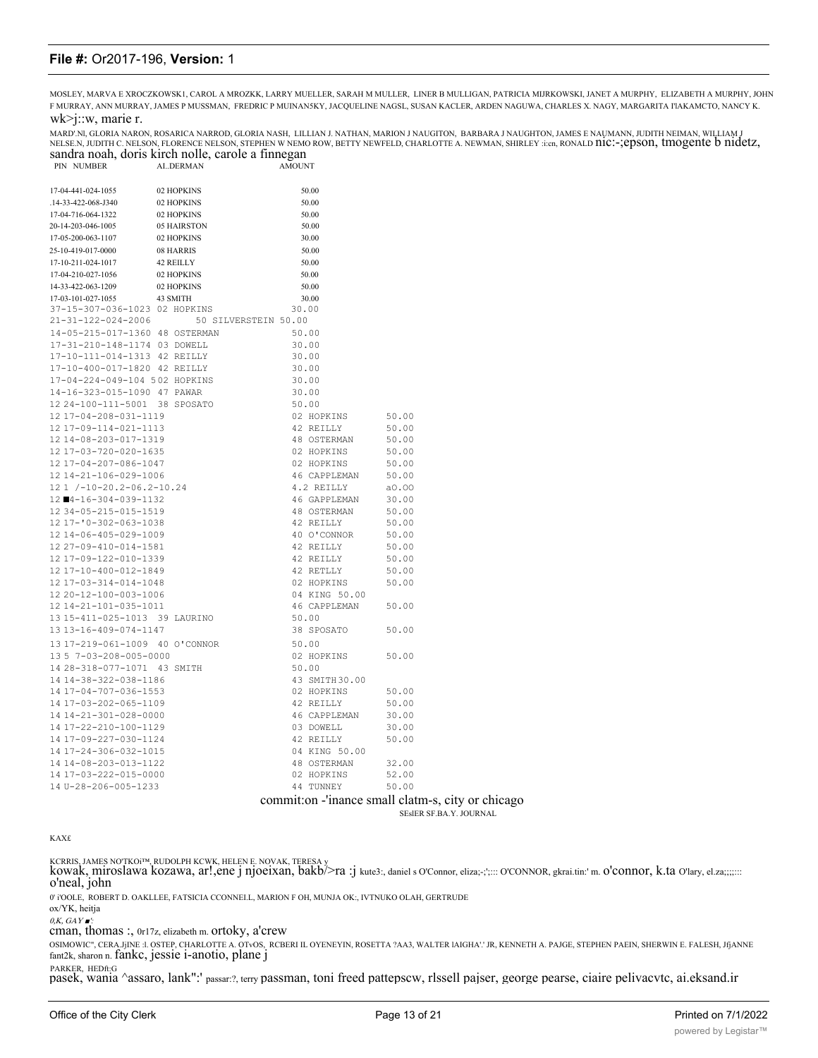MOSLEY, MARVA E XROCZKOWSK1, CAROL A MROZKK, LARRY MUELLER, SARAH M MULLER, LINER B MULLIGAN, PATRICIA MIJRKOWSKI, JANET A MURPHY, ELIZABETH A MURPHY, JOHN F MURRAY, ANN MURRAY, JAMES P MUSSMAN, FREDRIC P MUINAN5KY, JACQUELINE NAGSL, SUSAN KACLER, ARDEN NAGUWA, CHARLES X. NAGY, MARGARITA I'lAKAMCTO, NANCY K. wk>j::w, marie r.

MARD'.Nl, GLORIA NARON, ROSARICA NARROD, GLORIA NASH, LILLIAN J. NATHAN, MARION J NAUGITON, BARBARA J NAUGHTON, JAMES E NAUMANN, JUDITH NEIMAN, WILLIAM J NELSE.N, JUDITH C. NELSON, FLORENCE NELSON, STEPHEN W NEMO ROW, BETTY NEWFELD, CHARLOTTE A. NEWMAN, SHIRLEY :i:cn, RONALD nic:-;epson, tmogente b nidetz, sandra noah, doris kirch nolle, carole a finnegan

| PIN NUMBER | ALDERMAN | AMOUNT |
|---|---|---|
| 17-04-441-024-1055 | 02 HOPKINS | 50.00 |
| .14-33-422-068-J340 | 02 HOPKINS | 50.00 |
| 17-04-716-064-1322 | 02 HOPKINS | 50.00 |
| 20-14-203-046-1005 | 05 HAIRSTON | 50.00 |
| 17-05-200-063-1107 | 02 HOPKINS | 30.00 |
| 25-10-419-017-0000 | 08 HARRIS | 50.00 |
| 17-10-211-024-1017 | 42 REILLY | 50.00 |
| 17-04-210-027-1056 | 02 HOPKINS | 50.00 |
| 14-33-422-063-1209 | 02 HOPKINS | 50.00 |
| 17-03-101-027-1055 | 43 SMITH | 30.00 |
| 37-15-307-036-1023 | 02 HOPKINS | 30.00 |
| 21-31-122-024-2006 | 50 SILVERSTEIN | 50.00 |
| 14-05-215-017-1360 | 48 OSTERMAN | 50.00 |
| 17-31-210-148-1174 | 03 DOWELL | 30.00 |
| 17-10-111-014-1313 | 42 REILLY | 30.00 |
| 17-10-400-017-1820 | 42 REILLY | 30.00 |
| 17-04-224-049-104 5 | 02 HOPKINS | 30.00 |
| 14-16-323-015-1090 | 47 PAWAR | 30.00 |
| 12 24-100-111-5001 | 38 SPOSATO | 50.00 |
| 12 17-04-208-031-1119 | 02 HOPKINS | 50.00 |
| 12 17-09-114-021-1113 | 42 REILLY | 50.00 |
| 12 14-08-203-017-1319 | 48 OSTERMAN | 50.00 |
| 12 17-03-720-020-1635 | 02 HOPKINS | 50.00 |
| 12 17-04-207-086-1047 | 02 HOPKINS | 50.00 |
| 12 14-21-106-029-1006 | 46 CAPPLEMAN | 50.00 |
| 12 1 /-10-20.2-06.2-10.24 | 4.2 REILLY | aO.OO |
| 12 ■4-16-304-039-1132 | 46 GAPPLEMAN | 30.00 |
| 12 34-05-215-015-1519 | 48 OSTERMAN | 50.00 |
| 12 17-'0-302-063-1038 | 42 REILLY | 50.00 |
| 12 14-06-405-029-1009 | 40 O'CONNOR | 50.00 |
| 12 27-09-410-014-1581 | 42 REILLY | 50.00 |
| 12 17-09-122-010-1339 | 42 REILLY | 50.00 |
| 12 17-10-400-012-1849 | 42 RETLLY | 50.00 |
| 12 17-03-314-014-1048 | 02 HOPKINS | 50.00 |
| 12 20-12-100-003-1006 | 04 KING | 50.00 |
| 12 14-21-101-035-1011 | 46 CAPPLEMAN | 50.00 |
| 13 15-411-025-1013 | 39 LAURINO | 50.00 |
| 13 13-16-409-074-1147 | 38 SPOSATO | 50.00 |
| 13 17-219-061-1009 | 40 O'CONNOR | 50.00 |
| 13 5 7-03-208-005-0000 | 02 HOPKINS | 50.00 |
| 14 28-318-077-1071 | 43 SMITH | 50.00 |
| 14 14-38-322-038-1186 | 43 SMITH | 30.00 |
| 14 17-04-707-036-1553 | 02 HOPKINS | 50.00 |
| 14 17-03-202-065-1109 | 42 REILLY | 50.00 |
| 14 14-21-301-028-0000 | 46 CAPPLEMAN | 30.00 |
| 14 17-22-210-100-1129 | 03 DOWELL | 30.00 |
| 14 17-09-227-030-1124 | 42 REILLY | 50.00 |
| 14 17-24-306-032-1015 | 04 KING | 50.00 |
| 14 14-08-203-013-1122 | 48 OSTERMAN | 32.00 |
| 14 17-03-222-015-0000 | 02 HOPKINS | 52.00 |
| 14 U-28-206-005-1233 | 44 TUNNEY | 50.00 |

commit:on -'inance small clatm-s, city or chicago

SEslER SF.BA.Y. JOURNAL

KAX£

KCRRIS, JAMES NO'TKOi™, RUDOLPH KCWK, HELEN E. NOVAK, TERESA y kowak, miroslawa kozawa, ar!,ene j njoeixan, bakb/>ra :j kute3:, daniel s O'Connor, eliza;-;';::: O'CONNOR, gkrai.tin:' m. o'connor, k.ta O'lary, el.za;;;;::: o'neal, john

0' i'OOLE, ROBERT D. OAKLLEE, FATSICIA CCONNEI.L, MARION F OH, MUNJA OK:, IVTNUKO OLAH, GERTRUDE

ox/YK, heitja

0,K, GAY ■':

cman, thomas :, 0r17z, elizabeth m. ortoky, a'crew

OSIMOWIC", CERA.JjINE :l. OSTEP, CHARLOTTE A. OTvOS, RCBERI IL OYENEYIN, ROSETTA ?AA3, WALTER lAIGHA'.' JR, KENNETH A. PAJGE, STEPHEN PAEIN, SHERWIN E. FALESH, JfjANNE fant2k, sharon n. fankc, jessie i-anotio, plane j

PARKER, HEDft;G

pasek, wania ^assaro, lank":' passar:?, terry passman, toni freed pattepscw, rlssell pajser, george pearse, ciaire pelivacvtc, ai.eksand.ir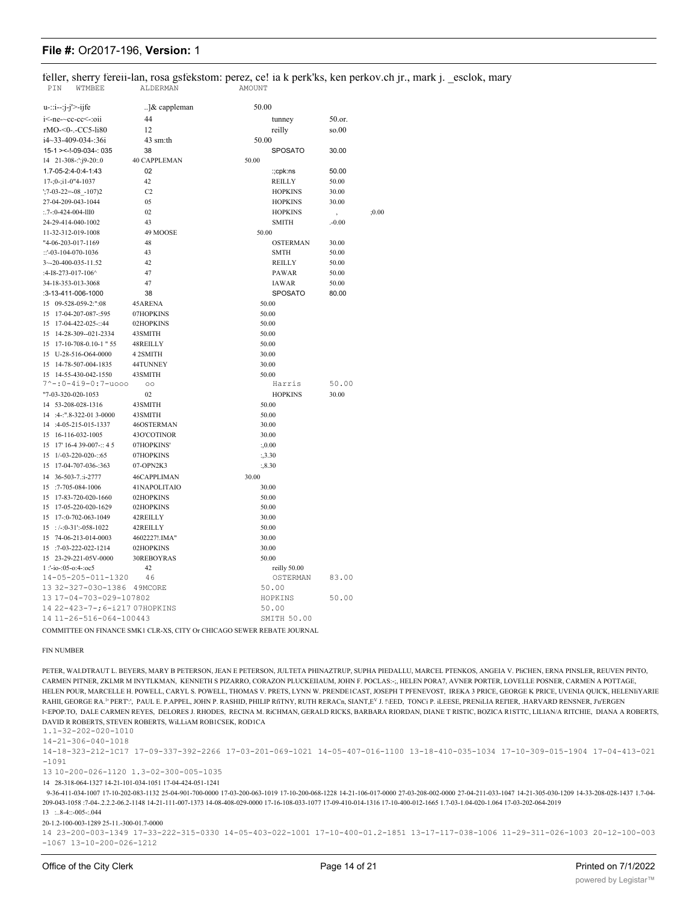feller, sherry fereii-lan, rosa gsfekstom: perez, ce! ia k perk'ks, ken perkov.ch jr., mark j. _esclok, mary

| PIN WTMBEE | ALDERMAN | AMOUNT | |
|---|---|---|---|
| u-::i--:j-j'>-ijfe | ..]& cappleman | 50.00 | |
| i<-ne--cc<-:oii | 44 | tunney | 50.or. |
| rMO-<0-.-CC5-li80 | 12 | reilly | so.00 |
| i4~33-409-034-:36i | 43 sm:th | 50.00 | |
| 15-1 ><-!-09-034-: 035 | 38 | SPOSATO | 30.00 |
| 14 21-308-:';j9-20:.0 | 40 CAPPLEMAN | 50.00 | |
| 1.7-05-2:4-0:4-1:43 | 02 | :;cpk:ns | 50.00 |
| 17-;0-;i1-0"4-1037 | 42 | REILLY | 50.00 |
| ';7-03-22=-08_-107)2 | C2 | HOPKINS | 30.00 |
| 27-04-209-043-1044 | 05 | HOPKINS | 30.00 |
| :.7-:0-424-004-lll0 | 02 | HOPKINS , | ;0.00 |
| 24-29-414-040-1002 | 43 | SMITH | .-0.00 |
| 11-32-312-019-1008 | 49 MOOSE | 50.00 | |
| "4-06-203-017-1169 | 48 | OSTERMAN | 30.00 |
| ::'-03-104-070-1036 | 43 | SMTH | 50.00 |
| 3~-20-400-035-11.52 | 42 | REILLY | 50.00 |
| :4-I8-273-017-106^ | 47 | PAWAR | 50.00 |
| 34-18-353-013-3068 | 47 | IAWAR | 50.00 |
| :3-13-411-006-1000 | 38 | SPOSATO | 80.00 |
| 15 09-528-059-2:":08 | 45ARENA | 50.00 | |
| 15 17-04-207-087-:595 | 07HOPKINS | 50.00 | |
| 15 17-04-422-025-::44 | 02HOPKINS | 50.00 | |
| 15 14-28-309--021-2334 | 43SMITH | 50.00 | |
| 15 17-10-708-0.10-1 " 55 | 48REILLY | 50.00 | |
| 15 U-28-516-O64-0000 | 4 2SMITH | 30.00 | |
| 15 14-78-507-004-1835 | 44TUNNEY | 30.00 | |
| 15 14-55-430-042-1550 | 43SMITH | 50.00 | |
| 7^-:0-4i9-0:7-uooo | oo | Harris | 50.00 |
| "7-03-320-020-1053 | 02 | HOPKINS | 30.00 |
| 14 53-208-028-1316 | 43SMITH | 50.00 | |
| 14 :4-:".8-322-01 3-0000 | 43SMITH | 50.00 | |
| 14 :4-05-215-015-1337 | 46OSTERMAN | 30.00 | |
| 15 16-116-032-1005 | 43O'COTINOR | 30.00 | |
| 15 17' 16-4 39-007-:: 4 5 | 07HOPKINS' | :,0.00 | |
| 15 1/-03-220-020-::65 | 07HOPKINS | :,3.30 | |
| 15 17-04-707-036-:363 | 07-OPN2K3 | :,8.30 | |
| 14 36-503-7.:i-2777 | 46CAPPLIMAN | 30.00 | |
| 15 :7-705-084-1006 | 41NAPOLITAIO | 30.00 | |
| 15 17-83-720-020-1660 | 02HOPKINS | 50.00 | |
| 15 17-05-220-020-1629 | 02HOPKINS | 50.00 | |
| 15 17-:0-702-063-1049 | 42REILLY | 30.00 | |
| 15 : /-:0-31':-058-1022 | 42REILLY | 50.00 | |
| 15 74-06-213-014-0003 | 4602227!.IMA" | 30.00 | |
| 15 :7-03-222-022-1214 | 02HOPKINS | 30.00 | |
| 15 23-29-221-05V-0000 | 30REBOYRAS | 50.00 | |
| 1 :'-io-:05-o:4-:oc5 | 42 | reilly 50.00 | |
| 14-05-205-011-1320 | 46 | OSTERMAN | 83.00 |
| 13 32-327-030-1386 | 49MCORE | 50.00 | |
| 13 17-04-703-029-107802 | | HOPKINS | 50.00 |
| 14 22-423-7-;6-i217 | 07HOPKINS | 50.00 | |
| 14 11-26-516-064-100443 | | SMITH 50.00 | |

COMMITTEE ON FINANCE SMK1 CLR-XS, CITY Or CHICAGO SEWER REBATE JOURNAL

FIN NUMBER

PETER, WALDTRAUT L. BEYERS, MARY B PETERSON, JEAN E PETERSON, JULTETA PHINAZTRUP, SUPHA PIEDALLU, MARCEL PTENKOS, ANGEIA V. PliCHEN, ERNA PINSLER, REUVEN PINTO, CARMEN PITNER, ZKLMR M INYTLKMAN, KENNETH S PIZARRO, CORAZON PLUCKEIIAUM, JOHN F. POCLAS:-;, HELEN PORA7, AVNER PORTER, LOVELLE POSNER, CARMEN A POTTAGE, HELEN POUR, MARCELLE H. POWELL, CARYL S. POWELL, THOMAS V. PRETS, LYNN W. PRENDE1CAST, JOSEPH T PFENEVOST, IREKA 3 PRICE, GEORGE K PRICE, UVENIA QUICK, HELENIiYARIE RAHII, GEORGE RA.'' PERT':', PAUL E. P.APPEL, JOHN P. RASHID, PHILIP RfiTNY, RUTH RERACn, SIANT,E' J. !\EED, TONCi P. iLEESE, PRENiLIA REI'IER, .HARVARD RENSNER, J'u'ERGEN I<EPOP.TO, DALE CARMEN REYES, DELORES J. RHODES, RECINA M. RiCHMAN, GERALD RICKS, BARBARA RIORDAN, DIANE T RISTIC, BOZICA R1STTC, LILIAN/A RITCHIE, DIANA A ROBERTS, DAVID R ROBERTS, STEVEN ROBERTS, WiLLiAM ROB1CSEK, ROD1CA

1.1-32-202-020-1010

14-21-306-040-1018

14-18-323-212-1C17 17-09-337-392-2266 17-03-201-069-1021 14-05-407-016-1100 13-18-410-035-1034 17-10-309-015-1904 17-04-413-021-1091

13 10-200-026-1120 1.3-02-300-005-1035

14 28-318-064-1327 14-21-101-034-1051 17-04-424-051-1241

9-36-411-034-1007 17-10-202-083-1132 25-04-901-700-0000 17-03-200-063-1019 17-10-200-068-1228 14-21-106-017-0000 27-03-208-002-0000 27-04-211-033-1047 14-21-305-030-1209 14-33-208-028-1437 1.7-04-209-043-1058 :7-04-.2.2.2-06.2-1148 14-21-111-007-1373 14-08-408-029-0000 17-16-108-033-1077 17-09-410-014-1316 17-10-400-012-1665 1.7-03-1.04-020-1.064 17-03-202-064-2019

13 :..8-4::-005-:.044

20-1.2-100-003-1289 25-11.-300-01.7-0000

14 23-200-003-1349 17-33-222-315-0330 14-05-403-022-1001 17-10-400-01.2-1851 13-17-117-038-1006 11-29-311-026-1003 20-12-100-003-1067 13-10-200-026-1212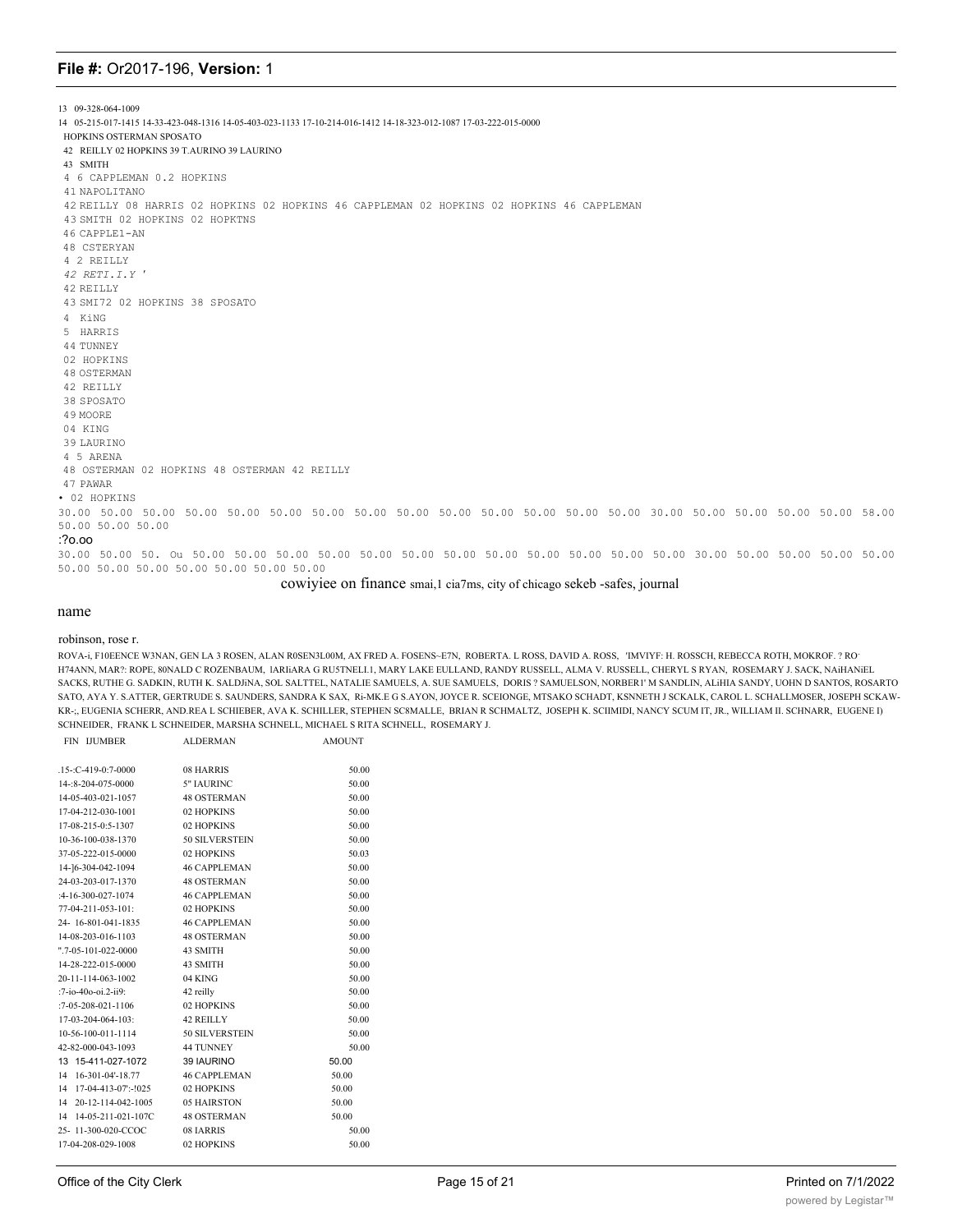13 09-328-064-1009

14 05-215-017-1415 14-33-423-048-1316 14-05-403-023-1133 17-10-214-016-1412 14-18-323-012-1087 17-03-222-015-0000

HOPKINS OSTERMAN SPOSATO

42 REILLY 02 HOPKINS 39 T.AURINO 39 LAURINO

43 SMITH

4 6 CAPPLEMAN 0.2 HOPKINS

41 NAPOLITANO

42 REILLY 08 HARRIS 02 HOPKINS 02 HOPKINS 46 CAPPLEMAN 02 HOPKINS 02 HOPKINS 46 CAPPLEMAN

43 SMITH 02 HOPKINS 02 HOPKTNS

46 CAPPLE1-AN

48 CSTERYAN

4 2 REILLY

*42 RETI.I.Y '*

42 REILLY

43 SMI72 02 HOPKINS 38 SPOSATO

4 KiNG

5 HARRIS

44 TUNNEY

02 HOPKINS

48 OSTERMAN

42 REILLY

38 SPOSATO

49 MOORE

04 KING

39 LAURINO

4 5 ARENA

48 OSTERMAN 02 HOPKINS 48 OSTERMAN 42 REILLY

47 PAWAR

• 02 HOPKINS

30.00 50.00 50.00 50.00 50.00 50.00 50.00 50.00 50.00 50.00 50.00 50.00 50.00 50.00 30.00 50.00 50.00 50.00 50.00 58.00 50.00 50.00 50.00

:?o.oo

30.00 50.00 50. Ou 50.00 50.00 50.00 50.00 50.00 50.00 50.00 50.00 50.00 50.00 50.00 50.00 30.00 50.00 50.00 50.00 50.00 50.00 50.00 50.00 50.00 50.00 50.00 50.00

cowiyiee on finance smai,1 cia7ms, city of chicago sekeb -safes, journal

name

robinson, rose r.

ROVA-i, F10EENCE W3NAN, GEN LA 3 ROSEN, ALAN R0SEN3L00M, AX FRED A. FOSENS~E7N, ROBERTA. L ROSS, DAVID A. ROSS, 'IMVIYF: H. ROSSCH, REBECCA ROTH, MOKROF. ? RO- H74ANN, MAR?: ROPE, 80NALD C ROZENBAUM, lARIiARA G RU5TNELL1, MARY LAKE EULLAND, RANDY RUSSELL, ALMA V. RUSSELL, CHERYL S RYAN, ROSEMARY J. SACK, NAiHANiEL SACKS, RUTHE G. SADKIN, RUTH K. SALDJiNA, SOL SALTTEL, NATALIE SAMUELS, A. SUE SAMUELS, DORIS ? SAMUELSON, NORBER1' M SANDLIN, ALiHIA SANDY, UOHN D SANTOS, ROSARTO SATO, AYA Y. S.ATTER, GERTRUDE S. SAUNDERS, SANDRA K SAX, Ri-MK.E G S.AYON, JOYCE R. SCEIONGE, MTSAKO SCHADT, KSNNETH J SCKALK, CAROL L. SCHALLMOSER, JOSEPH SCKAW-KR-;, EUGENIA SCHERR, AND.REA L SCHIEBER, AVA K. SCHILLER, STEPHEN SC8MALLE, BRIAN R SCHMALTZ, JOSEPH K. SCIIMIDI, NANCY SCUM IT, JR., WILLIAM II. SCHNARR, EUGENE I) SCHNEIDER, FRANK L SCHNEIDER, MARSHA SCHNELL, MICHAEL S RITA SCHNELL, ROSEMARY J.

| FIN IJUMBER | ALDERMAN | AMOUNT |
|---|---|---|
| .15-:C-419-0:7-0000 | 08 HARRIS | 50.00 |
| 14-:8-204-075-0000 | 5" IAURINC | 50.00 |
| 14-05-403-021-1057 | 48 OSTERMAN | 50.00 |
| 17-04-212-030-1001 | 02 HOPKINS | 50.00 |
| 17-08-215-0:5-1307 | 02 HOPKINS | 50.00 |
| 10-36-100-038-1370 | 50 SILVERSTEIN | 50.00 |
| 37-05-222-015-0000 | 02 HOPKINS | 50.03 |
| 14-]6-304-042-1094 | 46 CAPPLEMAN | 50.00 |
| 24-03-203-017-1370 | 48 OSTERMAN | 50.00 |
| :4-16-300-027-1074 | 46 CAPPLEMAN | 50.00 |
| 77-04-211-053-101: | 02 HOPKINS | 50.00 |
| 24- 16-801-041-1835 | 46 CAPPLEMAN | 50.00 |
| 14-08-203-016-1103 | 48 OSTERMAN | 50.00 |
| ".7-05-101-022-0000 | 43 SMITH | 50.00 |
| 14-28-222-015-0000 | 43 SMITH | 50.00 |
| 20-11-114-063-1002 | 04 KING | 50.00 |
| :7-io-40o-oi.2-ii9: | 42 reilly | 50.00 |
| :7-05-208-021-1106 | 02 HOPKINS | 50.00 |
| 17-03-204-064-103: | 42 REILLY | 50.00 |
| 10-56-100-011-1114 | 50 SILVERSTEIN | 50.00 |
| 42-82-000-043-1093 | 44 TUNNEY | 50.00 |
| 13 15-411-027-1072 | 39 IAURINO | 50.00 |
| 14 16-301-04'-18.77 | 46 CAPPLEMAN | 50.00 |
| 14 17-04-413-07':-!025 | 02 HOPKINS | 50.00 |
| 14 20-12-114-042-1005 | 05 HAIRSTON | 50.00 |
| 14 14-05-211-021-107C | 48 OSTERMAN | 50.00 |
| 25- 11-300-020-CCOC | 08 IARRIS | 50.00 |
| 17-04-208-029-1008 | 02 HOPKINS | 50.00 |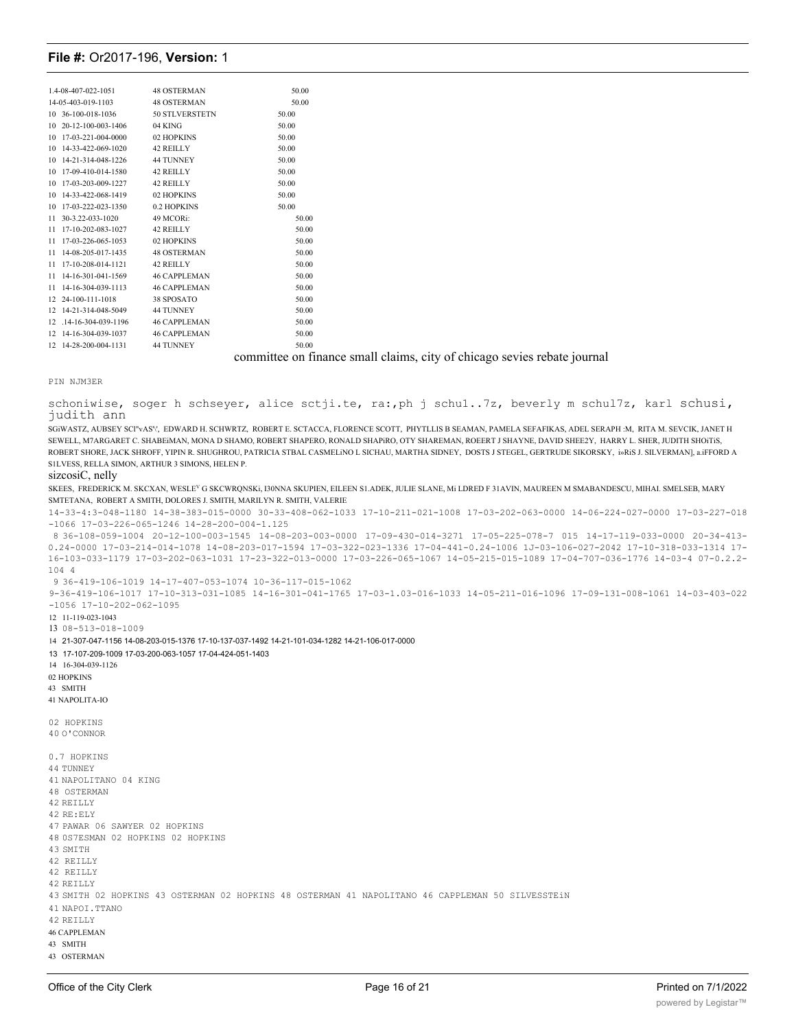| | | |
|---|---|---|
| 1.4-08-407-022-1051 | 48 OSTERMAN | 50.00 |
| 14-05-403-019-1103 | 48 OSTERMAN | 50.00 |
| 10 36-100-018-1036 | 50 STLVERSTETN | 50.00 |
| 10 20-12-100-003-1406 | 04 KING | 50.00 |
| 10 17-03-221-004-0000 | 02 HOPKINS | 50.00 |
| 10 14-33-422-069-1020 | 42 REILLY | 50.00 |
| 10 14-21-314-048-1226 | 44 TUNNEY | 50.00 |
| 10 17-09-410-014-1580 | 42 REILLY | 50.00 |
| 10 17-03-203-009-1227 | 42 REILLY | 50.00 |
| 10 14-33-422-068-1419 | 02 HOPKINS | 50.00 |
| 10 17-03-222-023-1350 | 0.2 HOPKINS | 50.00 |
| 11 30-3.22-033-1020 | 49 MCORi: | 50.00 |
| 11 17-10-202-083-1027 | 42 REILLY | 50.00 |
| 11 17-03-226-065-1053 | 02 HOPKINS | 50.00 |
| 11 14-08-205-017-1435 | 48 OSTERMAN | 50.00 |
| 11 17-10-208-014-1121 | 42 REILLY | 50.00 |
| 11 14-16-301-041-1569 | 46 CAPPLEMAN | 50.00 |
| 11 14-16-304-039-1113 | 46 CAPPLEMAN | 50.00 |
| 12 24-100-111-1018 | 38 SPOSATO | 50.00 |
| 12 14-21-314-048-5049 | 44 TUNNEY | 50.00 |
| 12 .14-16-304-039-1196 | 46 CAPPLEMAN | 50.00 |
| 12 14-16-304-039-1037 | 46 CAPPLEMAN | 50.00 |
| 12 14-28-200-004-1131 | 44 TUNNEY | 50.00 |

committee on finance small claims, city of chicago sevies rebate journal

PIN NJM3ER

schoniwise, soger h schseyer, alice sctji.te, ra:,ph j schu1..7z, beverly m schul7z, karl schusi, judith ann

SGiWASTZ, AUBSEY SCI"vAS'\', EDWARD H. SCHWRTZ, ROBERT E. SCTACCA, FLORENCE SCOTT, PHYTLLIS B SEAMAN, PAMELA SEFAFIKAS, ADEL SERAPH :M, RITA M. SEVCIK, JANET H SEWELL, M7ARGARET C. SHABEiMAN, MONA D SHAMO, ROBERT SHAPERO, RONALD SHAPiRO, OTY SHAREMAN, ROEERT J SHAYNE, DAVID SHEE2Y, HARRY L. SHER, JUDITH SHOiTiS, ROBERT SHORE, JACK SHROFF, YIPIN R. SHUGHROU, PATRICIA STBAL CASMELiNO L SICHAU, MARTHA SIDNEY, DOSTS J STEGEL, GERTRUDE SIKORSKY, i»RiS J. SILVERMAN], a.iFFORD A S1LVESS, RELLA SIMON, ARTHUR 3 SIMONS, HELEN P.

sizcosiC, nelly

SKEES, FREDERICK M. SKCXAN, WESLE[V] G SKCWRQNSKi, I30NNA SKUPIEN, EILEEN S1.ADEK, JULIE SLANE, Mi LDRED F 31AVIN, MAUREEN M SMABANDESCU, MIHAI. SMELSEB, MARY SMTETANA, ROBERT A SMITH, DOLORES J. SMITH, MARILYN R. SMITH, VALERIE

14-33-4:3-048-1180 14-38-383-015-0000 30-33-408-062-1033 17-10-211-021-1008 17-03-202-063-0000 14-06-224-027-0000 17-03-227-018-1066 17-03-226-065-1246 14-28-200-004-1.125

8 36-108-059-1004 20-12-100-003-1545 14-08-203-003-0000 17-09-430-014-3271 17-05-225-078-7 015 14-17-119-033-0000 20-34-413-0.24-0000 17-03-214-014-1078 14-08-203-017-1594 17-03-322-023-1336 17-04-441-0.24-1006 1J-03-106-027-2042 17-10-318-033-1314 17-16-103-033-1179 17-03-202-063-1031 17-23-322-013-0000 17-03-226-065-1067 14-05-215-015-1089 17-04-707-036-1776 14-03-4 07-0.2.2-104 4

9 36-419-106-1019 14-17-407-053-1074 10-36-117-015-1062

9-36-419-106-1017 17-10-313-031-1085 14-16-301-041-1765 17-03-1.03-016-1033 14-05-211-016-1096 17-09-131-008-1061 14-03-403-022-1056 17-10-202-062-1095

12 11-119-023-1043

13 08-513-018-1009

14 21-307-047-1156 14-08-203-015-1376 17-10-137-037-1492 14-21-101-034-1282 14-21-106-017-0000

13 17-107-209-1009 17-03-200-063-1057 17-04-424-051-1403

14 16-304-039-1126

02 HOPKINS

43 SMITH

41 NAPOLITA-IO

02 HOPKINS

40 O'CONNOR

0.7 HOPKINS

44 TUNNEY

41 NAPOLITANO 04 KING

48 OSTERMAN

42 REILLY

42 RE:ELY

47 PAWAR 06 SAWYER 02 HOPKINS

48 0S7ESMAN 02 HOPKINS 02 HOPKINS

43 SMITH

42 REILLY

42 REILLY

42 REILLY

43 SMITH 02 HOPKINS 43 OSTERMAN 02 HOPKINS 48 OSTERMAN 41 NAPOLITANO 46 CAPPLEMAN 50 SILVESSTEiN

41 NAPOI.TTANO

42 REILLY

46 CAPPLEMAN

43 SMITH

43 OSTERMAN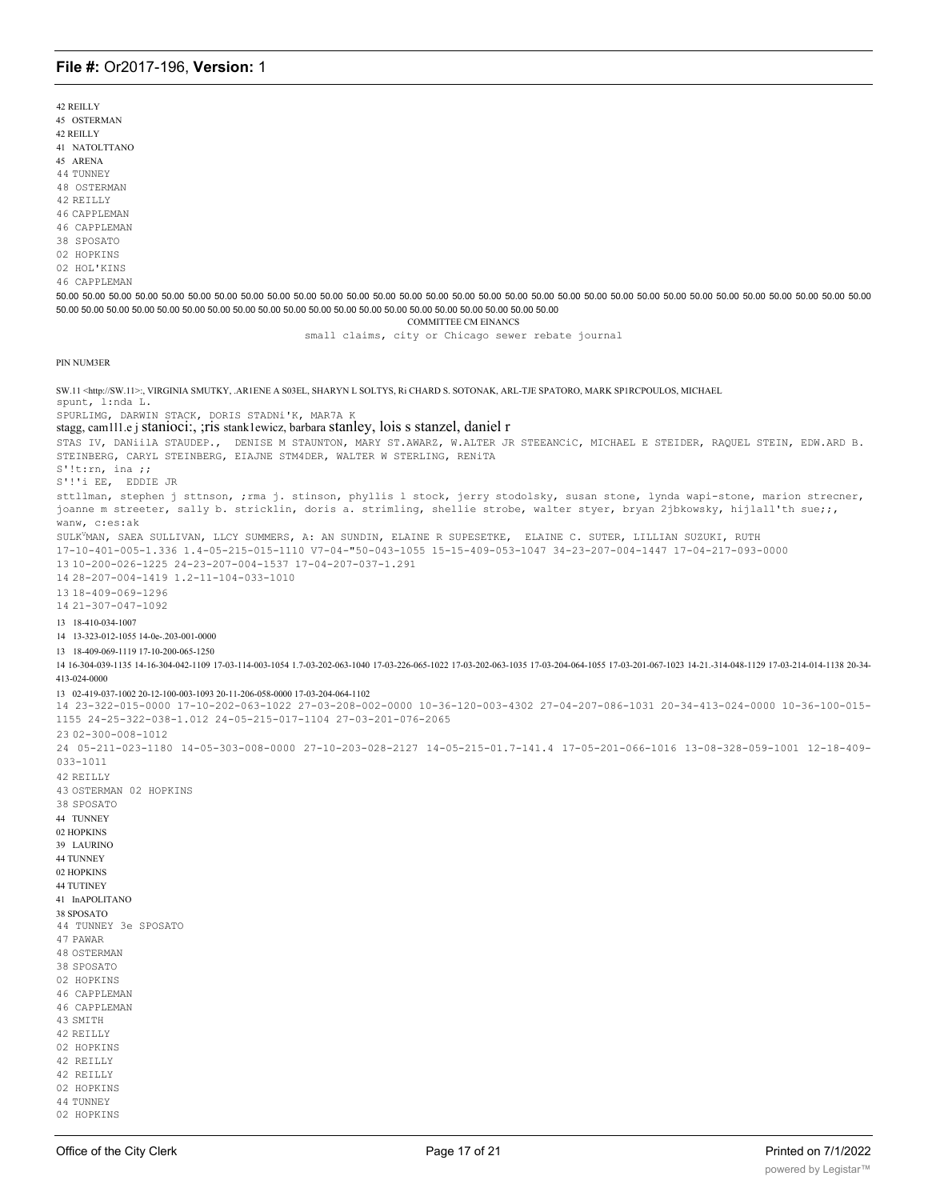42 REILLY
45 OSTERMAN
42 REILLY
41 NATOLTTANO
45 ARENA
44 TUNNEY
48 OSTERMAN
42 REILLY
46 CAPPLEMAN
46 CAPPLEMAN
38 SPOSATO
02 HOPKINS
02 HOL'KINS
46 CAPPLEMAN

50.00 50.00 50.00 50.00 50.00 50.00 50.00 50.00 50.00 50.00 50.00 50.00 50.00 50.00 50.00 50.00 50.00 50.00 50.00 50.00 50.00 50.00 50.00 50.00 50.00 50.00 50.00 50.00 50.00 50.00 50.00 50.00 50.00 50.00 50.00 50.00 50.00 50.00 50.00 50.00 50.00 50.00 50.00 50.00 50.00 50.00 50.00 50.00 50.00 50.00 50.00 50.00 50.00 50.00 50.00 50.00 50.00

COMMITTEE CM EINANCS

small claims, city or Chicago sewer rebate journal

PIN NUM3ER

SW.11 <http://SW.11>:, VIRGINIA SMUTKY, .AR1ENE A S03EL, SHARYN L SOLTYS, Ri CHARD S. SOTONAK, ARL-TJE SPATORO, MARK SP1RCPOULOS, MICHAEL
spunt, l:nda L.
SPURLIMG, DARWIN STACK, DORIS STADNi'K, MAR7A K
stagg, cam1l1.e j stanioci:, ;ris stank1ewicz, barbara stanley, lois s stanzel, daniel r
STAS IV, DANiilA STAUDEP., DENISE M STAUNTON, MARY ST.AWARZ, W.ALTER JR STEEANCiC, MICHAEL E STEIDER, RAQUEL STEIN, EDW.ARD B. STEINBERG, CARYL STEINBERG, EIAJNE STM4DER, WALTER W STERLING, RENiTA
S'!t:rn, ina ;;
S'!'i EE, EDDIE JR
sttllman, stephen j sttnson, ;rma j. stinson, phyllis l stock, jerry stodolsky, susan stone, lynda wapi-stone, marion strecner, joanne m streeter, sally b. stricklin, doris a. strimling, shellie strobe, walter styer, bryan 2jbkowsky, hijlall'th sue;;, wanw, c:es:ak
SULKYMAN, SAEA SULLIVAN, LLCY SUMMERS, A: AN SUNDIN, ELAINE R SUPESETKE, ELAINE C. SUTER, LILLIAN SUZUKI, RUTH

17-10-401-005-1.336 1.4-05-215-015-1110 V7-04-"50-043-1055 15-15-409-053-1047 34-23-207-004-1447 17-04-217-093-0000
13 10-200-026-1225 24-23-207-004-1537 17-04-207-037-1.291
14 28-207-004-1419 1.2-11-104-033-1010
13 18-409-069-1296
14 21-307-047-1092
13 18-410-034-1007
14 13-323-012-1055 14-0e-.203-001-0000
13 18-409-069-1119 17-10-200-065-1250
14 16-304-039-1135 14-16-304-042-1109 17-03-114-003-1054 1.7-03-202-063-1040 17-03-226-065-1022 17-03-202-063-1035 17-03-204-064-1055 17-03-201-067-1023 14-21.-314-048-1129 17-03-214-014-1138 20-34-413-024-0000
13 02-419-037-1002 20-12-100-003-1093 20-11-206-058-0000 17-03-204-064-1102
14 23-322-015-0000 17-10-202-063-1022 27-03-208-002-0000 10-36-120-003-4302 27-04-207-086-1031 20-34-413-024-0000 10-36-100-015-1155 24-25-322-038-1.012 24-05-215-017-1104 27-03-201-076-2065
23 02-300-008-1012
24 05-211-023-1180 14-05-303-008-0000 27-10-203-028-2127 14-05-215-01.7-141.4 17-05-201-066-1016 13-08-328-059-1001 12-18-409-033-1011

42 REILLY
43 OSTERMAN 02 HOPKINS
38 SPOSATO
44 TUNNEY
02 HOPKINS
39 LAURINO
44 TUNNEY
02 HOPKINS
44 TUTINEY
41 InAPOLITANO
38 SPOSATO
44 TUNNEY 3e SPOSATO
47 PAWAR
48 OSTERMAN
38 SPOSATO
02 HOPKINS
46 CAPPLEMAN
46 CAPPLEMAN
43 SMITH
42 REILLY
02 HOPKINS
42 REILLY
42 REILLY
02 HOPKINS
44 TUNNEY
02 HOPKINS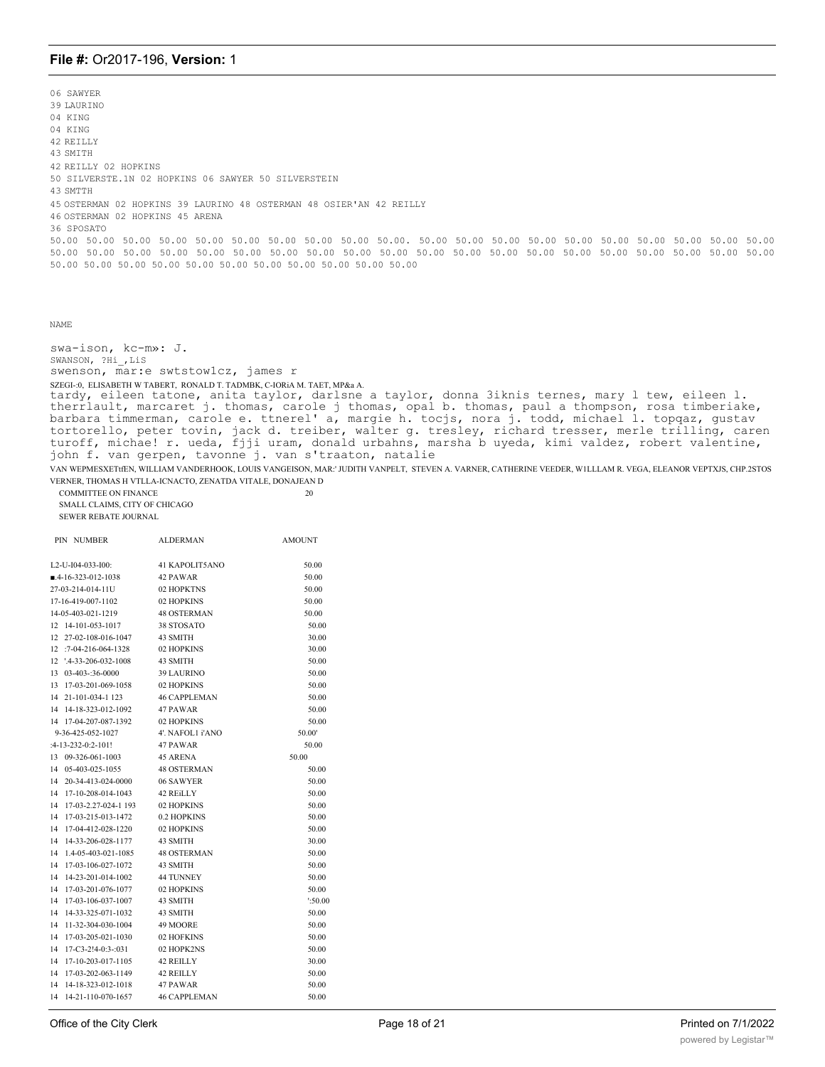06 SAWYER
39 LAURINO
04 KING
04 KING
42 REILLY
43 SMITH
42 REILLY 02 HOPKINS
50 SILVERSTE.1N 02 HOPKINS 06 SAWYER 50 SILVERSTEIN
43 SMTTH
45 OSTERMAN 02 HOPKINS 39 LAURINO 48 OSTERMAN 48 OSIER'AN 42 REILLY
46 OSTERMAN 02 HOPKINS 45 ARENA
36 SPOSATO
50.00 50.00 50.00 50.00 50.00 50.00 50.00 50.00 50.00 50.00. 50.00 50.00 50.00 50.00 50.00 50.00 50.00 50.00 50.00 50.00 50.00 50.00 50.00 50.00 50.00 50.00 50.00 50.00 50.00 50.00 50.00 50.00 50.00 50.00 50.00 50.00 50.00 50.00 50.00 50.00 50.00 50.00 50.00 50.00 50.00 50.00 50.00 50.00 50.00 50.00 50.00

NAME

swa-ison, kc-m»: J.
SWANSON, ?Hi_,LiS
swenson, mar:e swtstow1cz, james r
SZEGI-:0, ELISABETH W TABERT, RONALD T. TADMBK, C-IORiA M. TAET, MP&a A.
tardy, eileen tatone, anita taylor, darlsne a taylor, donna 3iknis ternes, mary l tew, eileen l. therrlault, marcaret j. thomas, carole j thomas, opal b. thomas, paul a thompson, rosa timberiake, barbara timmerman, carole e. ttnerel' a, margie h. tocjs, nora j. todd, michael l. topqaz, gustav tortorello, peter tovin, jack d. treiber, walter g. tresley, richard tresser, merle trilling, caren turoff, michae! r. ueda, fjji uram, donald urbahns, marsha b uyeda, kimi valdez, robert valentine, john f. van gerpen, tavonne j. van s'traaton, natalie
VAN WEPMESXETtfEN, WILLIAM VANDERHOOK, LOUIS VANGEISON, MAR:' JUDITH VANPELT, STEVEN A. VARNER, CATHERINE VEEDER, W1LLLAM R. VEGA, ELEANOR VEPTXJS, CHP.2STOS VERNER, THOMAS H VTLLA-ICNACTO, ZENATDA VITALE, DONAJEAN D

COMMITTEE ON FINANCE 20
SMALL CLAIMS, CITY OF CHICAGO
SEWER REBATE JOURNAL

| PIN NUMBER | ALDERMAN | AMOUNT |
|---|---|---|
| L2-U-I04-033-I00: | 41 KAPOLIT5ANO | 50.00 |
| ■.4-16-323-012-1038 | 42 PAWAR | 50.00 |
| 27-03-214-014-11U | 02 HOPKTNS | 50.00 |
| 17-16-419-007-1102 | 02 HOPKINS | 50.00 |
| 14-05-403-021-1219 | 48 OSTERMAN | 50.00 |
| 12 14-101-053-1017 | 38 STOSATO | 50.00 |
| 12 27-02-108-016-1047 | 43 SMITH | 30.00 |
| 12 :7-04-216-064-1328 | 02 HOPKINS | 30.00 |
| 12 '.4-33-206-032-1008 | 43 SMITH | 50.00 |
| 13 03-403-:36-0000 | 39 LAURINO | 50.00 |
| 13 17-03-201-069-1058 | 02 HOPKINS | 50.00 |
| 14 21-101-034-1 123 | 46 CAPPLEMAN | 50.00 |
| 14 14-18-323-012-1092 | 47 PAWAR | 50.00 |
| 14 17-04-207-087-1392 | 02 HOPKINS | 50.00 |
| 9-36-425-052-1027 | 4'. NAFOL1 i'ANO | 50.00' |
| :4-13-232-0:2-101! | 47 PAWAR | 50.00 |
| 13 09-326-061-1003 | 45 ARENA | 50.00 |
| 14 05-403-025-1055 | 48 OSTERMAN | 50.00 |
| 14 20-34-413-024-0000 | 06 SAWYER | 50.00 |
| 14 17-10-208-014-1043 | 42 REiLLY | 50.00 |
| 14 17-03-2.27-024-1 193 | 02 HOPKINS | 50.00 |
| 14 17-03-215-013-1472 | 0.2 HOPKINS | 50.00 |
| 14 17-04-412-028-1220 | 02 HOPKINS | 50.00 |
| 14 14-33-206-028-1177 | 43 SMITH | 30.00 |
| 14 1.4-05-403-021-1085 | 48 OSTERMAN | 50.00 |
| 14 17-03-106-027-1072 | 43 SMITH | 50.00 |
| 14 14-23-201-014-1002 | 44 TUNNEY | 50.00 |
| 14 17-03-201-076-1077 | 02 HOPKINS | 50.00 |
| 14 17-03-106-037-1007 | 43 SMITH | ':50.00 |
| 14 14-33-325-071-1032 | 43 SMITH | 50.00 |
| 14 11-32-304-030-1004 | 49 MOORE | 50.00 |
| 14 17-03-205-021-1030 | 02 HOFKINS | 50.00 |
| 14 17-C3-2!4-0:3-:031 | 02 HOPK2NS | 50.00 |
| 14 17-10-203-017-1105 | 42 REILLY | 30.00 |
| 14 17-03-202-063-1149 | 42 REILLY | 50.00 |
| 14 14-18-323-012-1018 | 47 PAWAR | 50.00 |
| 14 14-21-110-070-1657 | 46 CAPPLEMAN | 50.00 |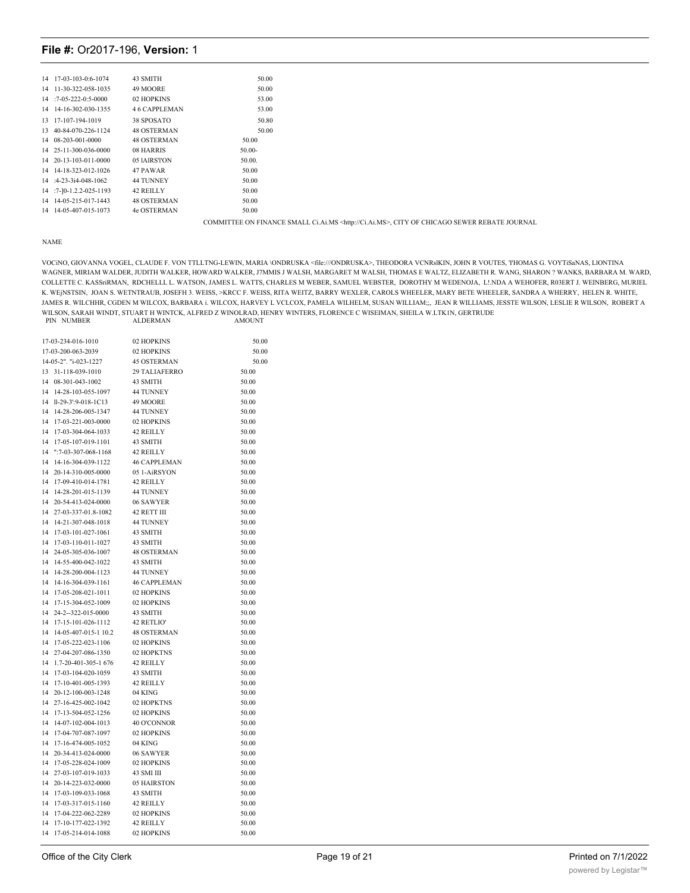**File #:** Or2017-196, **Version:** 1

| | | | |
|---|---|---|---|
| 14 | 17-03-103-0:6-1074 | 43 SMITH | 50.00 |
| 14 | 11-30-322-058-1035 | 49 MOORE | 50.00 |
| 14 | :7-05-222-0:5-0000 | 02 HOPKINS | 53.00 |
| 14 | 14-16-302-030-1355 | 4 6 CAPPLEMAN | 53.00 |
| 13 | 17-107-194-1019 | 38 SPOSATO | 50.80 |
| 13 | 40-84-070-226-1124 | 48 OSTERMAN | 50.00 |
| 14 | 08-203-001-0000 | 48 OSTERMAN | 50.00 |
| 14 | 25-11-300-036-0000 | 08 HARRIS | 50.00- |
| 14 | 20-13-103-011-0000 | 05 lAIRS'I'ON | 50.00. |
| 14 | 14-18-323-012-1026 | 47 PAWAR | 50.00 |
| 14 | :4-23-3i4-048-1062 | 44 TUNNEY | 50.00 |
| 14 | :7-]0-1.2.2-025-1193 | 42 REILLY | 50.00 |
| 14 | 14-05-215-017-1443 | 48 OSTERMAN | 50.00 |
| 14 | 14-05-407-015-1073 | 4e OSTERMAN | 50.00 |

COMMITTEE ON FINANCE SMALL Ci.Ai.MS <http://Ci.Ai.MS>, CITY OF CHICAGO SEWER REBATE JOURNAL

NAME

VOCiNO, GIOVANNA VOGEL, CLAUDE F. VON TTLLTNG-LEWIN, MARIA \ONDRUSKA <file:///ONDRUSKA>, THEODORA VCNRslKIN, JOHN R VOUTES, 'I'HOMAS G. VOYTiSaNAS, LlONTINA WAGNER, MIRIAM WALDER, JUDITH WALKER, HOWARD WALKER, J7MMIS J WALSH, MARGARET M WALSH, THOMAS E WALTZ, ELIZABETH R. WANG, SHARON ? WANKS, BARBARA M. WARD, COLLETTE C. KASSriRMAN, RDCHELLL L. WATSON, JAMES L. WATTS, CHARLES M WEBER, SAMUEL WEBSTER, DOROTHY M WEDENOJA, L!.NDA A WEHOFER, R03ERT J. WEINBERG, MURIEL K. WEjNSTSIN, JOAN S. WETNTRAUB, JOSEFH 3. WEISS, >KRCC F. WEISS, RITA WEITZ, BARRY WEXLER, CAROLS WHEELER, MARY BETE WHEELER, SANDRA A WHERRY, HELEN R. WHITE, JAMES R. WILCHHR, CGDEN M WILCOX, BARBARA i. WILCOX, HARVEY L VCLCOX, PAMELA WILHELM, SUSAN WILLIAM;;, JEAN R WILLIAMS, JESSTE WILSON, LESLIE R WILSON, ROBERT A WILSON, SARAH WINDT, STUART H WINTCK, ALFRED Z WINOLRAD, HENRY WINTERS, FLORENCE C WISEIMAN, SHEILA W.LTK1N, GERTRUDE

| | PIN NUMBER | ALDERMAN | AMOUNT |
|---|---|---|---|
| | 17-03-234-016-1010 | 02 HOPKINS | 50.00 |
| | 17-03-200-063-2039 | 02 HOPKINS | 50.00 |
| | 14-05-2". "i-023-1227 | 45 OSTERMAN | 50.00 |
| 13 | 31-118-039-1010 | 29 TALIAFERRO | 50.00 |
| 14 | 08-301-043-1002 | 43 SMITH | 50.00 |
| 14 | 14-28-103-055-1097 | 44 TUNNEY | 50.00 |
| 14 | ll-29-3':9-018-1C13 | 49 MOORE | 50.00 |
| 14 | 14-28-206-005-1347 | 44 TUNNEY | 50.00 |
| 14 | 17-03-221-003-0000 | 02 HOPKINS | 50.00 |
| 14 | 17-03-304-064-1033 | 42 REILLY | 50.00 |
| 14 | 17-05-107-019-1101 | 43 SMITH | 50.00 |
| 14 | ":7-03-307-068-1168 | 42 REILLY | 50.00 |
| 14 | 14-16-304-039-1122 | 46 CAPPLEMAN | 50.00 |
| 14 | 20-14-310-005-0000 | 05 1-AiRSYON | 50.00 |
| 14 | 17-09-410-014-1781 | 42 REILLY | 50.00 |
| 14 | 14-28-201-015-1139 | 44 TUNNEY | 50.00 |
| 14 | 20-54-413-024-0000 | 06 SAWYER | 50.00 |
| 14 | 27-03-337-01.8-1082 | 42 RETT III | 50.00 |
| 14 | 14-21-307-048-1018 | 44 TUNNEY | 50.00 |
| 14 | 17-03-101-027-1061 | 43 SMITH | 50.00 |
| 14 | 17-03-110-011-1027 | 43 SMITH | 50.00 |
| 14 | 24-05-305-036-1007 | 48 OSTERMAN | 50.00 |
| 14 | 14-55-400-042-1022 | 43 SMITH | 50.00 |
| 14 | 14-28-200-004-1123 | 44 TUNNEY | 50.00 |
| 14 | 14-16-304-039-1161 | 46 CAPPLEMAN | 50.00 |
| 14 | 17-05-208-021-1011 | 02 HOPKINS | 50.00 |
| 14 | 17-15-304-052-1009 | 02 HOPKINS | 50.00 |
| 14 | 24-2--322-015-0000 | 43 SMITH | 50.00 |
| 14 | 17-15-101-026-1112 | 42 RETLIO' | 50.00 |
| 14 | 14-05-407-015-1 10.2 | 48 OSTERMAN | 50.00 |
| 14 | 17-05-222-023-1106 | 02 HOPKINS | 50.00 |
| 14 | 27-04-207-086-1350 | 02 HOPKTNS | 50.00 |
| 14 | 1.7-20-401-305-1 676 | 42 REILLY | 50.00 |
| 14 | 17-03-104-020-1059 | 43 SMITH | 50.00 |
| 14 | 17-10-401-005-1393 | 42 REILLY | 50.00 |
| 14 | 20-12-100-003-1248 | 04 KING | 50.00 |
| 14 | 27-16-425-002-1042 | 02 HOPKTNS | 50.00 |
| 14 | 17-13-504-052-1256 | 02 HOPKINS | 50.00 |
| 14 | 14-07-102-004-1013 | 40 O'CONNOR | 50.00 |
| 14 | 17-04-707-087-1097 | 02 HOPKINS | 50.00 |
| 14 | 17-16-474-005-1052 | 04 KING | 50.00 |
| 14 | 20-34-413-024-0000 | 06 SAWYER | 50.00 |
| 14 | 17-05-228-024-1009 | 02 HOPKINS | 50.00 |
| 14 | 27-03-107-019-1033 | 43 SMI III | 50.00 |
| 14 | 20-14-223-032-0000 | 05 HAIRSTON | 50.00 |
| 14 | 17-03-109-033-1068 | 43 SMITH | 50.00 |
| 14 | 17-03-317-015-1160 | 42 REILLY | 50.00 |
| 14 | 17-04-222-062-2289 | 02 HOPKINS | 50.00 |
| 14 | 17-10-177-022-1392 | 42 REILLY | 50.00 |
| 14 | 17-05-214-014-1088 | 02 HOPKINS | 50.00 |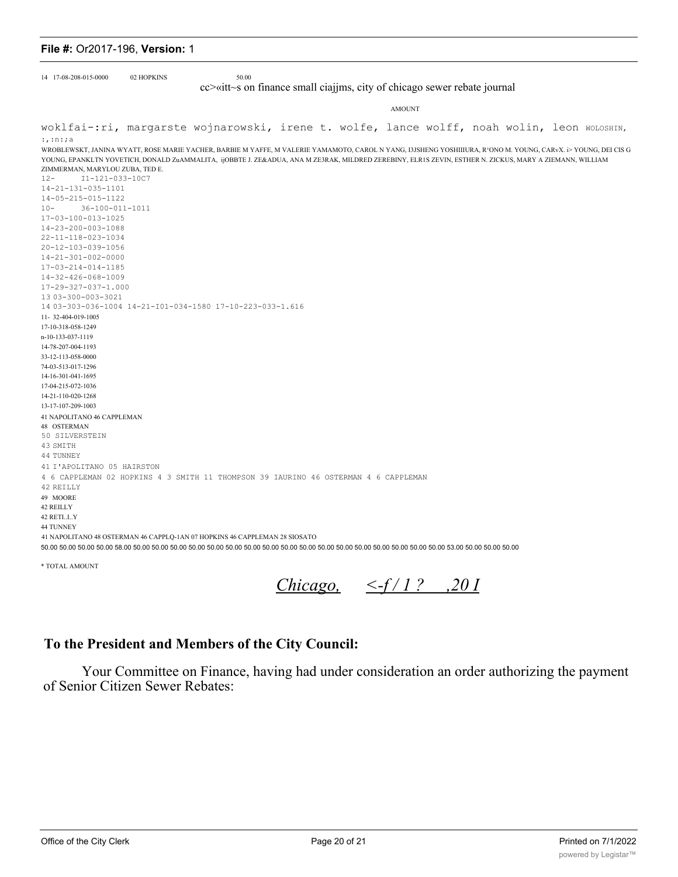14 17-08-208-015-0000 02 HOPKINS 50.00

cc>«itt~s on finance small ciajjms, city of chicago sewer rebate journal

AMOUNT

woklfai-:ri, margarste wojnarowski, irene t. wolfe, lance wolff, noah wolin, leon WOLOSHIN, :,:n:;a

WROBLEWSKT, JANINA WYATT, ROSE MARIE YACHER, BARBIE M YAFFE, M VALERIE YAMAMOTO, CAROL N YANG, I3JSHENG YOSHIIIURA, R'ONO M. YOUNG, CARvX. i> YOUNG, DEI CIS G YOUNG, EPANKLTN YOVETICH, DONALD ZuAMMALITA, ijOBBTE J. ZE&ADUA, ANA M ZE3RAK, MILDRED ZEREBINY, ELR1S ZEVIN, ESTHER N. ZICKUS, MARY A ZIEMANN, WILLIAM ZIMMERMAN, MARYLOU ZUBA, TED E.

12- I1-121-033-10C7
14-21-131-035-1101
14-05-215-015-1122
10- 36-100-011-1011
17-03-100-013-1025
14-23-200-003-1088
22-11-118-023-1034
20-12-103-039-1056
14-21-301-002-0000
17-03-214-014-1185
14-32-426-068-1009
17-29-327-037-1.000
13 03-300-003-3021
14 03-303-036-1004 14-21-I01-034-1580 17-10-223-033-1.616
11- 32-404-019-1005
17-10-318-058-1249
n-10-133-037-1119
14-78-207-004-1193
33-12-113-058-0000
74-03-513-017-1296
14-16-301-041-1695
17-04-215-072-1036
14-21-110-020-1268
13-17-107-209-1003

41 NAPOLITANO 46 CAPPLEMAN
48 OSTERMAN
50 SILVERSTEIN
43 SMITH
44 TUNNEY
41 I'APOLITANO 05 HAIRSTON
4 6 CAPPLEMAN 02 HOPKINS 4 3 SMITH 11 THOMPSON 39 IAURINO 46 OSTERMAN 4 6 CAPPLEMAN
42 REILLY
49 MOORE
42 REILLY
42 RETI..I..Y
44 TUNNEY
41 NAPOLITANO 48 OSTERMAN 46 CAPPLQ-1AN 07 HOPKINS 46 CAPPLEMAN 28 SIOSATO

50.00 50.00 50.00 50.00 58.00 50.00 50.00 50.00 50.00 50.00 50.00 50.00 50.00 50.00 50.00 50.00 50.00 50.00 50.00 50.00 50.00 50.00 50.00 53.00 50.00 50.00 50.00 50.00

* TOTAL AMOUNT

*Chicago, <-f / 1 ? ,20 I*

**To the President and Members of the City Council:**

Your Committee on Finance, having had under consideration an order authorizing the payment of Senior Citizen Sewer Rebates: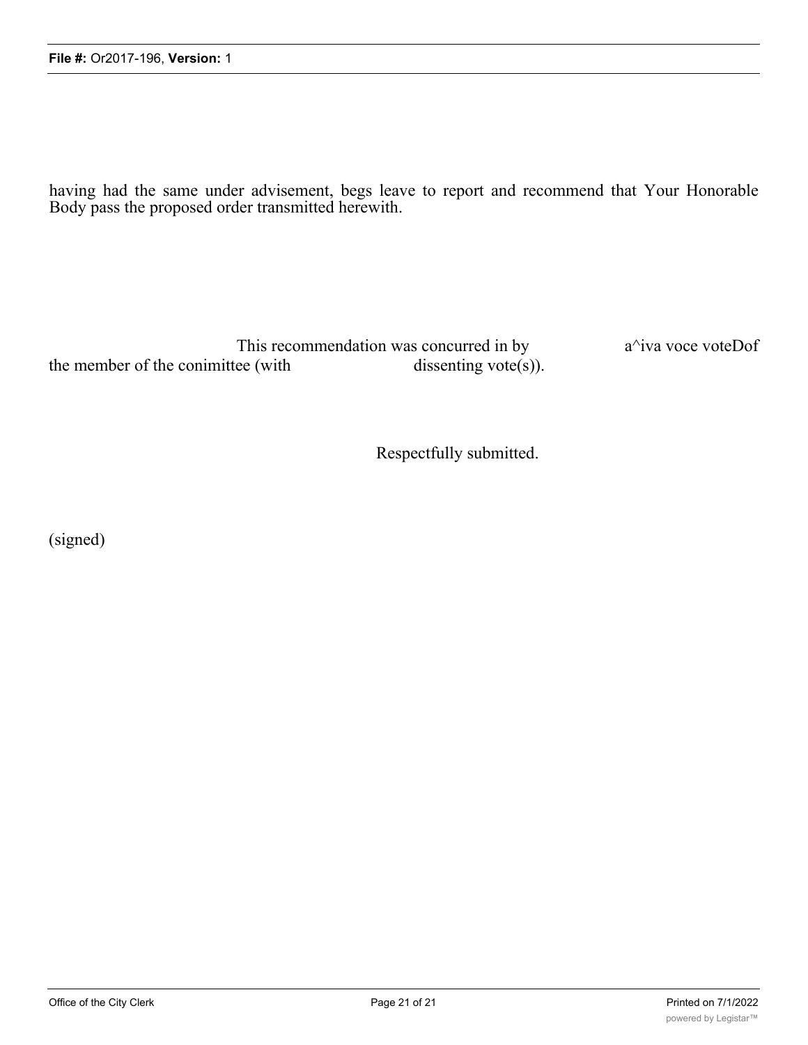having had the same under advisement, begs leave to report and recommend that Your Honorable Body pass the proposed order transmitted herewith.

This recommendation was concurred in by a^iva voce voteDof the member of the conimittee (with dissenting vote(s)).

Respectfully submitted.

(signed)